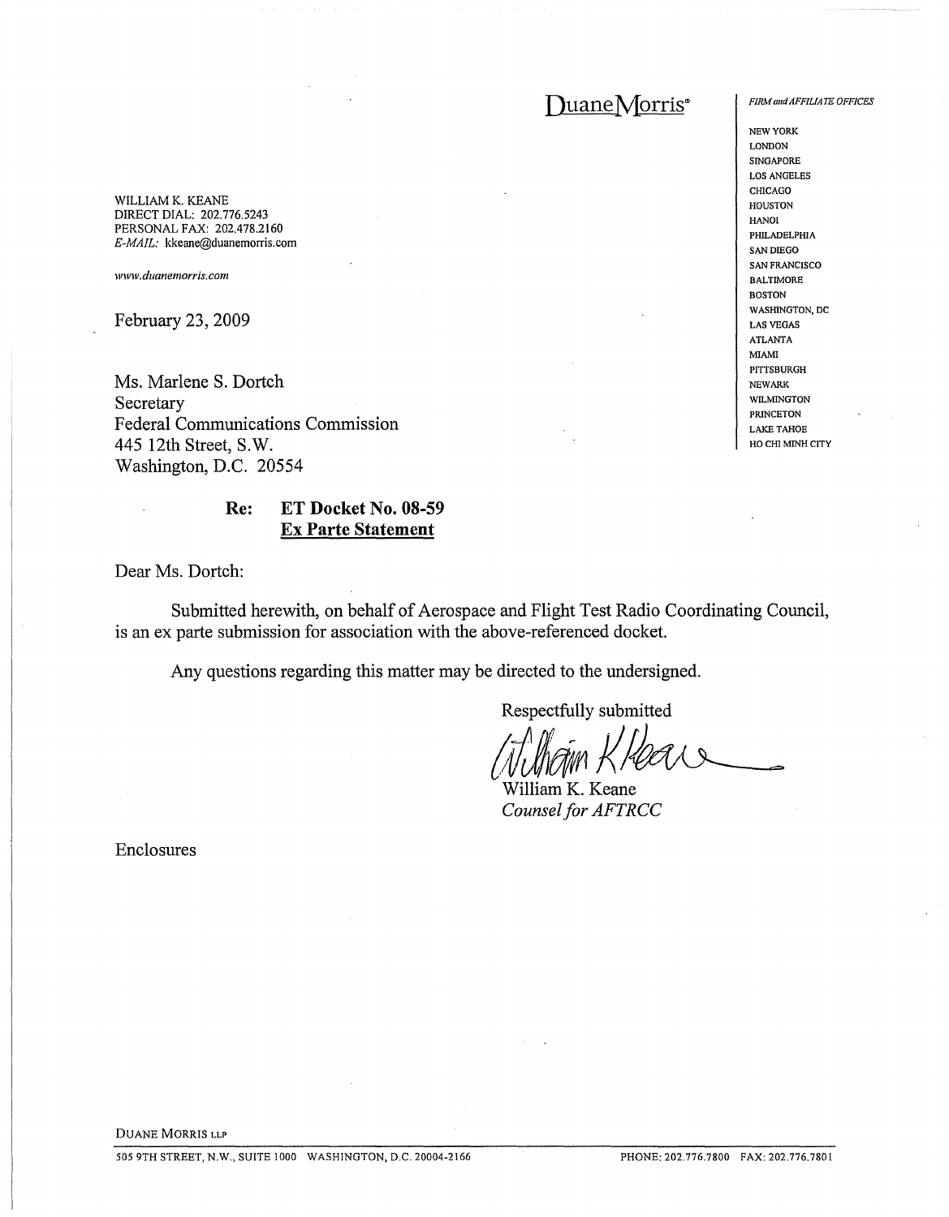DuaneMorris®

*FIRM and AFFILIATE OFFICES*

NEW YORK
LONDON
SINGAPORE
LOS ANGELES
CHICAGO
HOUSTON
HANOI
PHILADELPHIA
SAN DIEGO
SAN FRANCISCO
BALTIMORE
BOSTON
WASHINGTON, DC
LAS VEGAS
ATLANTA
MIAMI
PITTSBURGH
NEWARK
WILMINGTON
PRINCETON
LAKE TAHOE
HO CHI MINH CITY

WILLIAM K. KEANE
DIRECT DIAL: 202.776.5243
PERSONAL FAX: 202.478.2160
*E-MAIL:* kkeane@duanemorris.com

*www.duanemorris.com*

February 23, 2009

Ms. Marlene S. Dortch
Secretary
Federal Communications Commission
445 12th Street, S.W.
Washington, D.C. 20554

**Re: ET Docket No. 08-59**
**Ex Parte Statement**

Dear Ms. Dortch:

Submitted herewith, on behalf of Aerospace and Flight Test Radio Coordinating Council, is an ex parte submission for association with the above-referenced docket.

Any questions regarding this matter may be directed to the undersigned.

Respectfully submitted

William K. Keane
*Counsel for AFTRCC*

Enclosures

DUANE MORRIS LLP

505 9TH STREET, N.W., SUITE 1000 WASHINGTON, D.C. 20004-2166 PHONE: 202.776.7800 FAX: 202.776.7801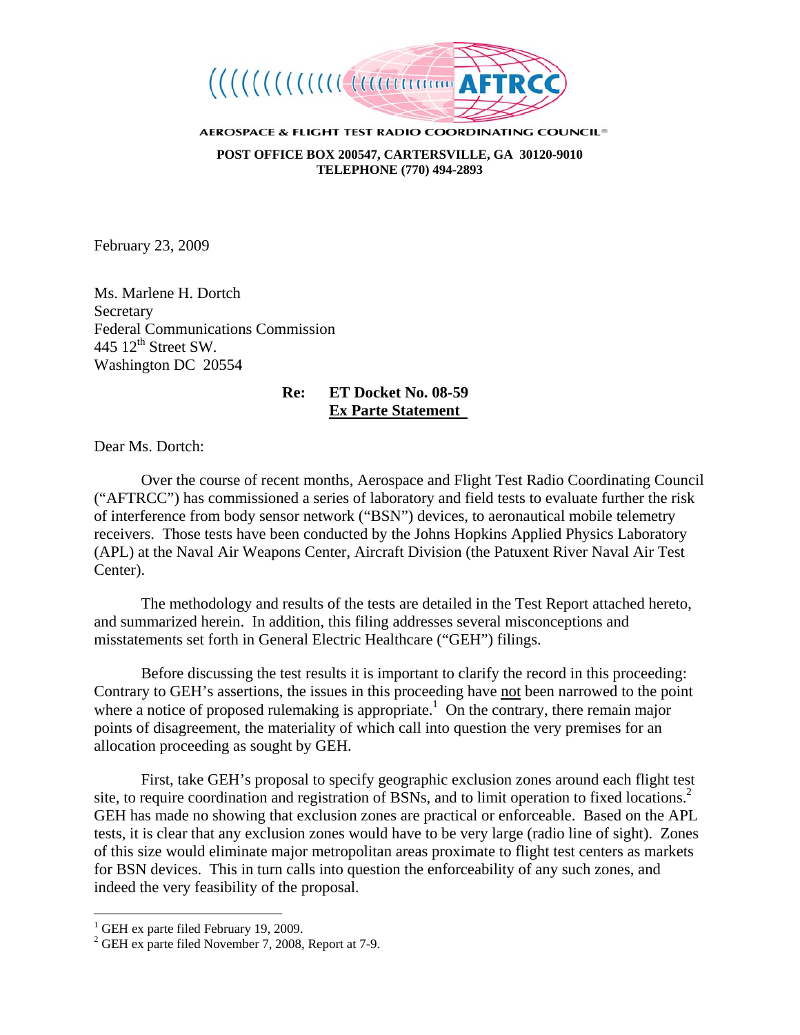AEROSPACE & FLIGHT TEST RADIO COORDINATING COUNCIL®

**POST OFFICE BOX 200547, CARTERSVILLE, GA 30120-9010**
**TELEPHONE (770) 494-2893**

February 23, 2009

Ms. Marlene H. Dortch
Secretary
Federal Communications Commission
445 12th Street SW.
Washington DC 20554

**Re: ET Docket No. 08-59**
**<u>Ex Parte Statement</u>**

Dear Ms. Dortch:

Over the course of recent months, Aerospace and Flight Test Radio Coordinating Council ("AFTRCC") has commissioned a series of laboratory and field tests to evaluate further the risk of interference from body sensor network ("BSN") devices, to aeronautical mobile telemetry receivers. Those tests have been conducted by the Johns Hopkins Applied Physics Laboratory (APL) at the Naval Air Weapons Center, Aircraft Division (the Patuxent River Naval Air Test Center).

The methodology and results of the tests are detailed in the Test Report attached hereto, and summarized herein. In addition, this filing addresses several misconceptions and misstatements set forth in General Electric Healthcare ("GEH") filings.

Before discussing the test results it is important to clarify the record in this proceeding: Contrary to GEH's assertions, the issues in this proceeding have <u>not</u> been narrowed to the point where a notice of proposed rulemaking is appropriate.[1] On the contrary, there remain major points of disagreement, the materiality of which call into question the very premises for an allocation proceeding as sought by GEH.

First, take GEH's proposal to specify geographic exclusion zones around each flight test site, to require coordination and registration of BSNs, and to limit operation to fixed locations.[2] GEH has made no showing that exclusion zones are practical or enforceable. Based on the APL tests, it is clear that any exclusion zones would have to be very large (radio line of sight). Zones of this size would eliminate major metropolitan areas proximate to flight test centers as markets for BSN devices. This in turn calls into question the enforceability of any such zones, and indeed the very feasibility of the proposal.

[1] GEH ex parte filed February 19, 2009.
[2] GEH ex parte filed November 7, 2008, Report at 7-9.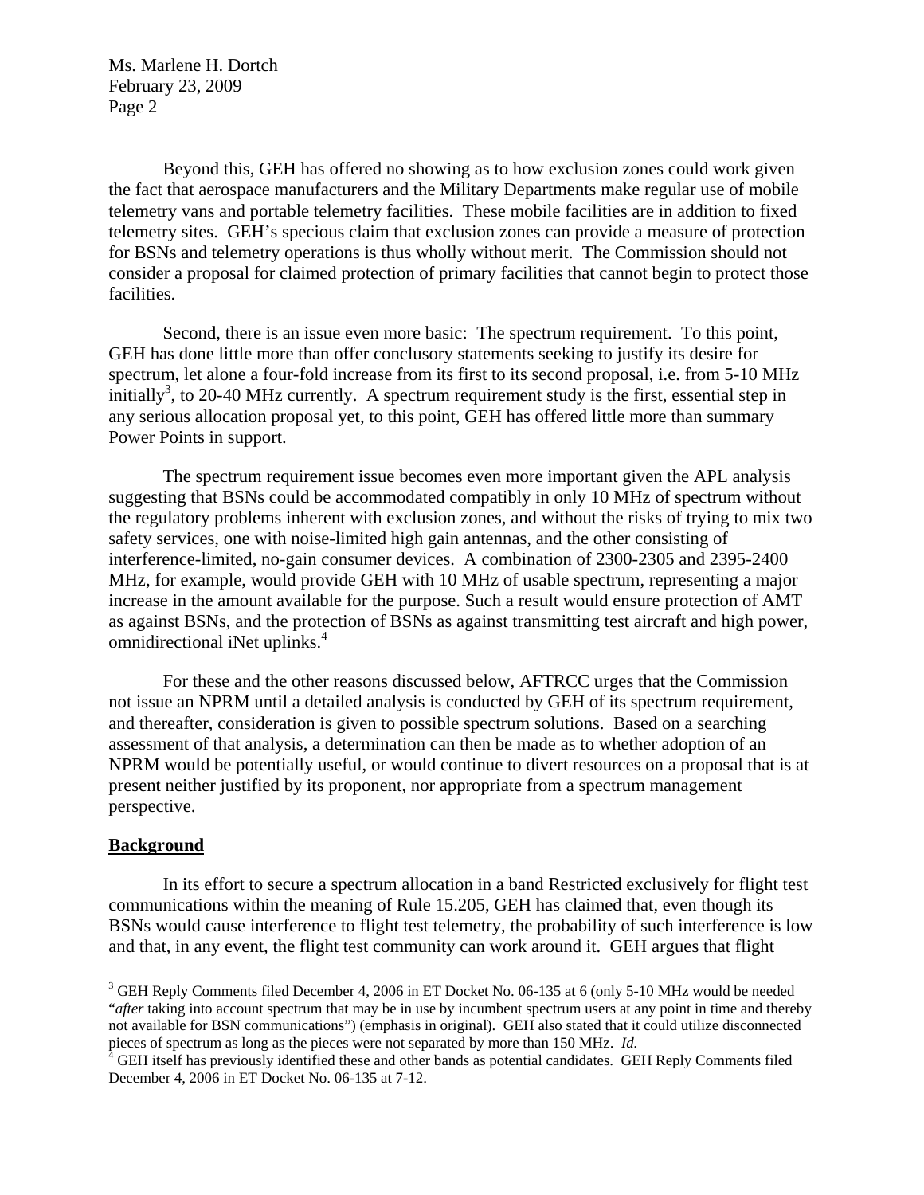Beyond this, GEH has offered no showing as to how exclusion zones could work given the fact that aerospace manufacturers and the Military Departments make regular use of mobile telemetry vans and portable telemetry facilities. These mobile facilities are in addition to fixed telemetry sites. GEH's specious claim that exclusion zones can provide a measure of protection for BSNs and telemetry operations is thus wholly without merit. The Commission should not consider a proposal for claimed protection of primary facilities that cannot begin to protect those facilities.

Second, there is an issue even more basic: The spectrum requirement. To this point, GEH has done little more than offer conclusory statements seeking to justify its desire for spectrum, let alone a four-fold increase from its first to its second proposal, i.e. from 5-10 MHz initially[3], to 20-40 MHz currently. A spectrum requirement study is the first, essential step in any serious allocation proposal yet, to this point, GEH has offered little more than summary Power Points in support.

The spectrum requirement issue becomes even more important given the APL analysis suggesting that BSNs could be accommodated compatibly in only 10 MHz of spectrum without the regulatory problems inherent with exclusion zones, and without the risks of trying to mix two safety services, one with noise-limited high gain antennas, and the other consisting of interference-limited, no-gain consumer devices. A combination of 2300-2305 and 2395-2400 MHz, for example, would provide GEH with 10 MHz of usable spectrum, representing a major increase in the amount available for the purpose. Such a result would ensure protection of AMT as against BSNs, and the protection of BSNs as against transmitting test aircraft and high power, omnidirectional iNet uplinks.[4]

For these and the other reasons discussed below, AFTRCC urges that the Commission not issue an NPRM until a detailed analysis is conducted by GEH of its spectrum requirement, and thereafter, consideration is given to possible spectrum solutions. Based on a searching assessment of that analysis, a determination can then be made as to whether adoption of an NPRM would be potentially useful, or would continue to divert resources on a proposal that is at present neither justified by its proponent, nor appropriate from a spectrum management perspective.

## Background

In its effort to secure a spectrum allocation in a band Restricted exclusively for flight test communications within the meaning of Rule 15.205, GEH has claimed that, even though its BSNs would cause interference to flight test telemetry, the probability of such interference is low and that, in any event, the flight test community can work around it. GEH argues that flight

---

[3] GEH Reply Comments filed December 4, 2006 in ET Docket No. 06-135 at 6 (only 5-10 MHz would be needed "*after* taking into account spectrum that may be in use by incumbent spectrum users at any point in time and thereby not available for BSN communications") (emphasis in original). GEH also stated that it could utilize disconnected pieces of spectrum as long as the pieces were not separated by more than 150 MHz. *Id.*

[4] GEH itself has previously identified these and other bands as potential candidates. GEH Reply Comments filed December 4, 2006 in ET Docket No. 06-135 at 7-12.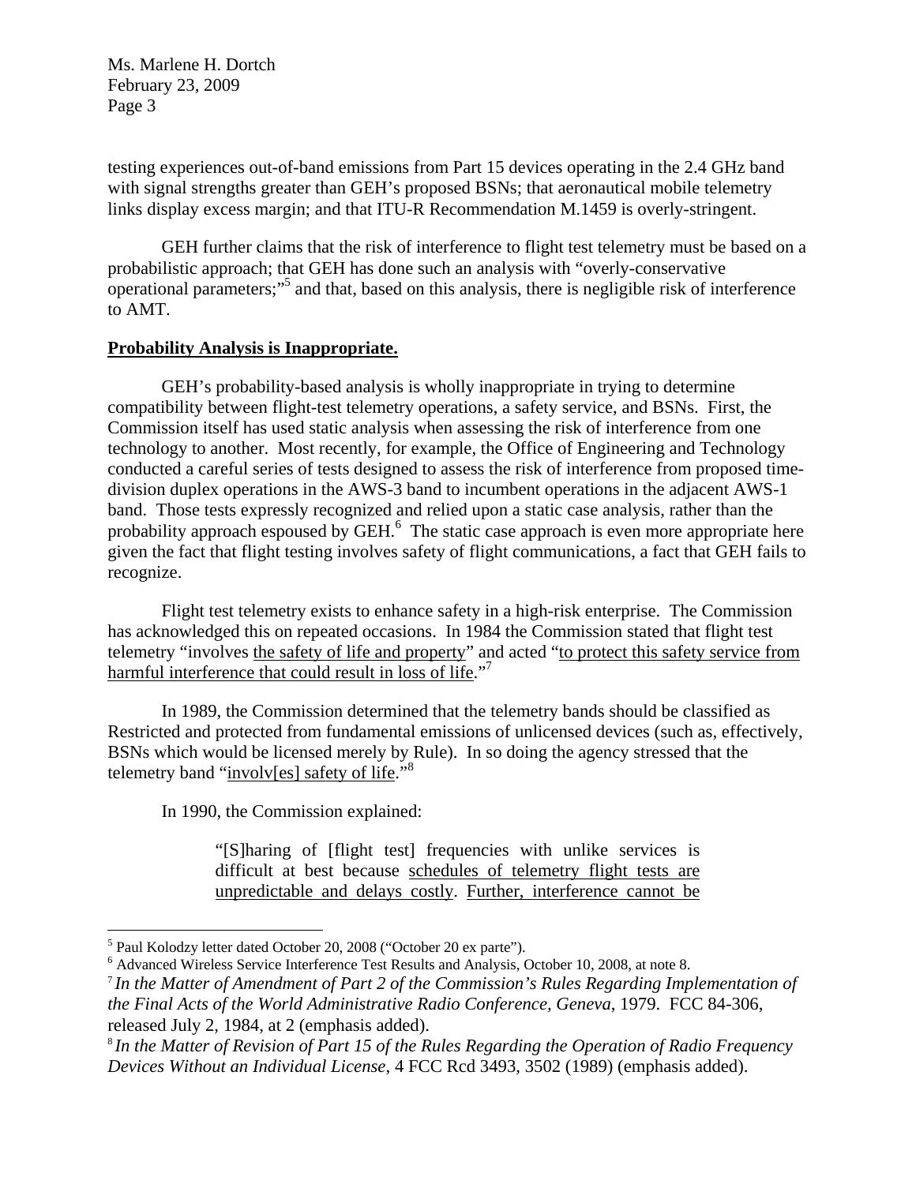testing experiences out-of-band emissions from Part 15 devices operating in the 2.4 GHz band with signal strengths greater than GEH's proposed BSNs; that aeronautical mobile telemetry links display excess margin; and that ITU-R Recommendation M.1459 is overly-stringent.

GEH further claims that the risk of interference to flight test telemetry must be based on a probabilistic approach; that GEH has done such an analysis with "overly-conservative operational parameters;"[5] and that, based on this analysis, there is negligible risk of interference to AMT.

**Probability Analysis is Inappropriate.**

GEH's probability-based analysis is wholly inappropriate in trying to determine compatibility between flight-test telemetry operations, a safety service, and BSNs. First, the Commission itself has used static analysis when assessing the risk of interference from one technology to another. Most recently, for example, the Office of Engineering and Technology conducted a careful series of tests designed to assess the risk of interference from proposed time-division duplex operations in the AWS-3 band to incumbent operations in the adjacent AWS-1 band. Those tests expressly recognized and relied upon a static case analysis, rather than the probability approach espoused by GEH.[6] The static case approach is even more appropriate here given the fact that flight testing involves safety of flight communications, a fact that GEH fails to recognize.

Flight test telemetry exists to enhance safety in a high-risk enterprise. The Commission has acknowledged this on repeated occasions. In 1984 the Commission stated that flight test telemetry "involves the safety of life and property" and acted "to protect this safety service from harmful interference that could result in loss of life."[7]

In 1989, the Commission determined that the telemetry bands should be classified as Restricted and protected from fundamental emissions of unlicensed devices (such as, effectively, BSNs which would be licensed merely by Rule). In so doing the agency stressed that the telemetry band "involv[es] safety of life."[8]

In 1990, the Commission explained:

> "[S]haring of [flight test] frequencies with unlike services is difficult at best because schedules of telemetry flight tests are unpredictable and delays costly. Further, interference cannot be

---

[5] Paul Kolodzy letter dated October 20, 2008 ("October 20 ex parte").

[6] Advanced Wireless Service Interference Test Results and Analysis, October 10, 2008, at note 8.

[7] *In the Matter of Amendment of Part 2 of the Commission's Rules Regarding Implementation of the Final Acts of the World Administrative Radio Conference, Geneva*, 1979. FCC 84-306, released July 2, 1984, at 2 (emphasis added).

[8] *In the Matter of Revision of Part 15 of the Rules Regarding the Operation of Radio Frequency Devices Without an Individual License*, 4 FCC Rcd 3493, 3502 (1989) (emphasis added).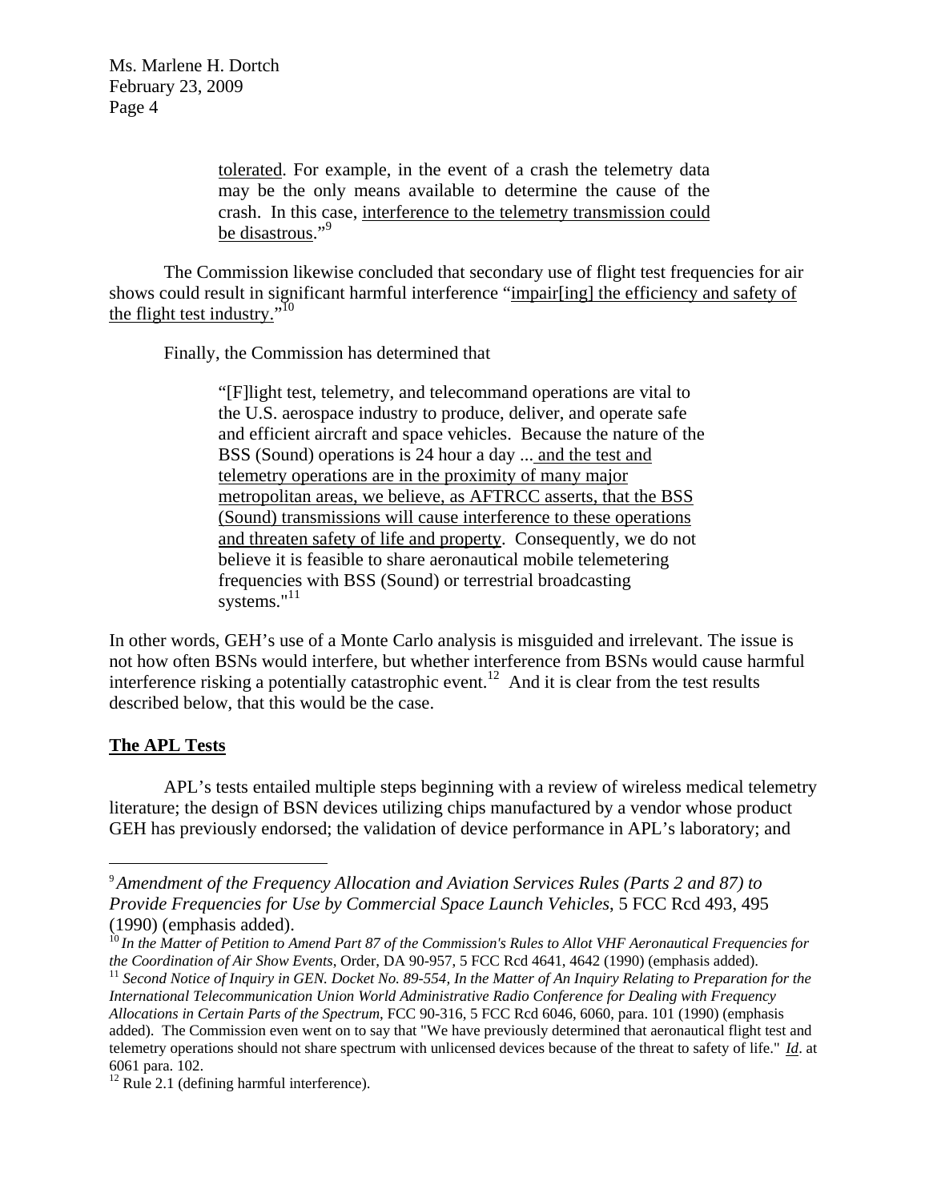> tolerated. For example, in the event of a crash the telemetry data may be the only means available to determine the cause of the crash. In this case, interference to the telemetry transmission could be disastrous."[9]

The Commission likewise concluded that secondary use of flight test frequencies for air shows could result in significant harmful interference "impair[ing] the efficiency and safety of the flight test industry."[10]

Finally, the Commission has determined that

> "[F]light test, telemetry, and telecommand operations are vital to the U.S. aerospace industry to produce, deliver, and operate safe and efficient aircraft and space vehicles. Because the nature of the BSS (Sound) operations is 24 hour a day ... and the test and telemetry operations are in the proximity of many major metropolitan areas, we believe, as AFTRCC asserts, that the BSS (Sound) transmissions will cause interference to these operations and threaten safety of life and property. Consequently, we do not believe it is feasible to share aeronautical mobile telemetering frequencies with BSS (Sound) or terrestrial broadcasting systems."[11]

In other words, GEH's use of a Monte Carlo analysis is misguided and irrelevant. The issue is not how often BSNs would interfere, but whether interference from BSNs would cause harmful interference risking a potentially catastrophic event.[12] And it is clear from the test results described below, that this would be the case.

**The APL Tests**

APL's tests entailed multiple steps beginning with a review of wireless medical telemetry literature; the design of BSN devices utilizing chips manufactured by a vendor whose product GEH has previously endorsed; the validation of device performance in APL's laboratory; and

---

[9] *Amendment of the Frequency Allocation and Aviation Services Rules (Parts 2 and 87) to Provide Frequencies for Use by Commercial Space Launch Vehicles*, 5 FCC Rcd 493, 495 (1990) (emphasis added).

[10] *In the Matter of Petition to Amend Part 87 of the Commission's Rules to Allot VHF Aeronautical Frequencies for the Coordination of Air Show Events*, Order, DA 90-957, 5 FCC Rcd 4641, 4642 (1990) (emphasis added).

[11] *Second Notice of Inquiry in GEN. Docket No. 89-554, In the Matter of An Inquiry Relating to Preparation for the International Telecommunication Union World Administrative Radio Conference for Dealing with Frequency Allocations in Certain Parts of the Spectrum*, FCC 90-316, 5 FCC Rcd 6046, 6060, para. 101 (1990) (emphasis added). The Commission even went on to say that "We have previously determined that aeronautical flight test and telemetry operations should not share spectrum with unlicensed devices because of the threat to safety of life." *Id*. at 6061 para. 102.

[12] Rule 2.1 (defining harmful interference).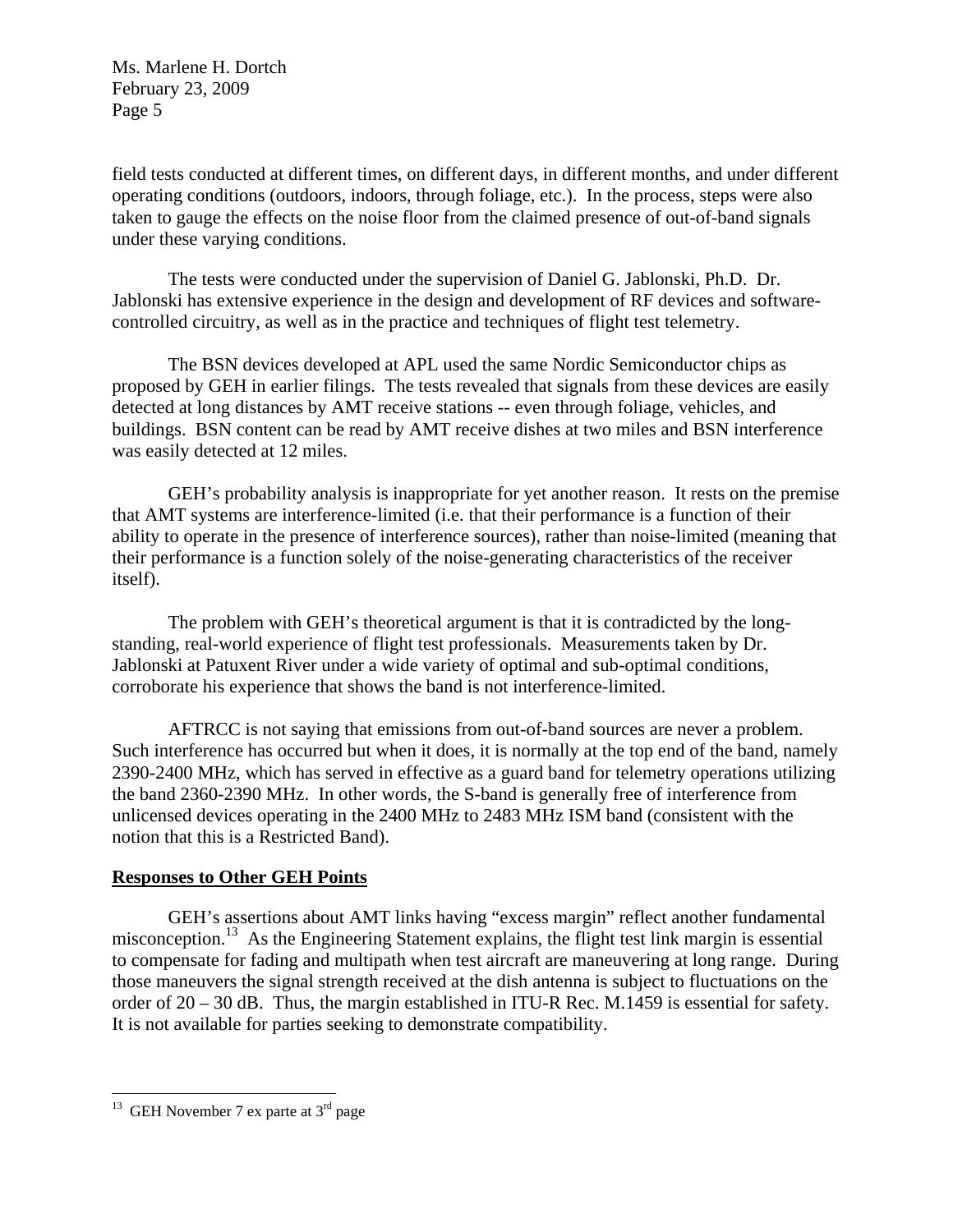field tests conducted at different times, on different days, in different months, and under different operating conditions (outdoors, indoors, through foliage, etc.). In the process, steps were also taken to gauge the effects on the noise floor from the claimed presence of out-of-band signals under these varying conditions.

The tests were conducted under the supervision of Daniel G. Jablonski, Ph.D. Dr. Jablonski has extensive experience in the design and development of RF devices and software-controlled circuitry, as well as in the practice and techniques of flight test telemetry.

The BSN devices developed at APL used the same Nordic Semiconductor chips as proposed by GEH in earlier filings. The tests revealed that signals from these devices are easily detected at long distances by AMT receive stations -- even through foliage, vehicles, and buildings. BSN content can be read by AMT receive dishes at two miles and BSN interference was easily detected at 12 miles.

GEH's probability analysis is inappropriate for yet another reason. It rests on the premise that AMT systems are interference-limited (i.e. that their performance is a function of their ability to operate in the presence of interference sources), rather than noise-limited (meaning that their performance is a function solely of the noise-generating characteristics of the receiver itself).

The problem with GEH's theoretical argument is that it is contradicted by the long-standing, real-world experience of flight test professionals. Measurements taken by Dr. Jablonski at Patuxent River under a wide variety of optimal and sub-optimal conditions, corroborate his experience that shows the band is not interference-limited.

AFTRCC is not saying that emissions from out-of-band sources are never a problem. Such interference has occurred but when it does, it is normally at the top end of the band, namely 2390-2400 MHz, which has served in effective as a guard band for telemetry operations utilizing the band 2360-2390 MHz. In other words, the S-band is generally free of interference from unlicensed devices operating in the 2400 MHz to 2483 MHz ISM band (consistent with the notion that this is a Restricted Band).

**Responses to Other GEH Points**

GEH's assertions about AMT links having "excess margin" reflect another fundamental misconception.[13] As the Engineering Statement explains, the flight test link margin is essential to compensate for fading and multipath when test aircraft are maneuvering at long range. During those maneuvers the signal strength received at the dish antenna is subject to fluctuations on the order of 20 – 30 dB. Thus, the margin established in ITU-R Rec. M.1459 is essential for safety. It is not available for parties seeking to demonstrate compatibility.

---

[13] GEH November 7 ex parte at 3rd page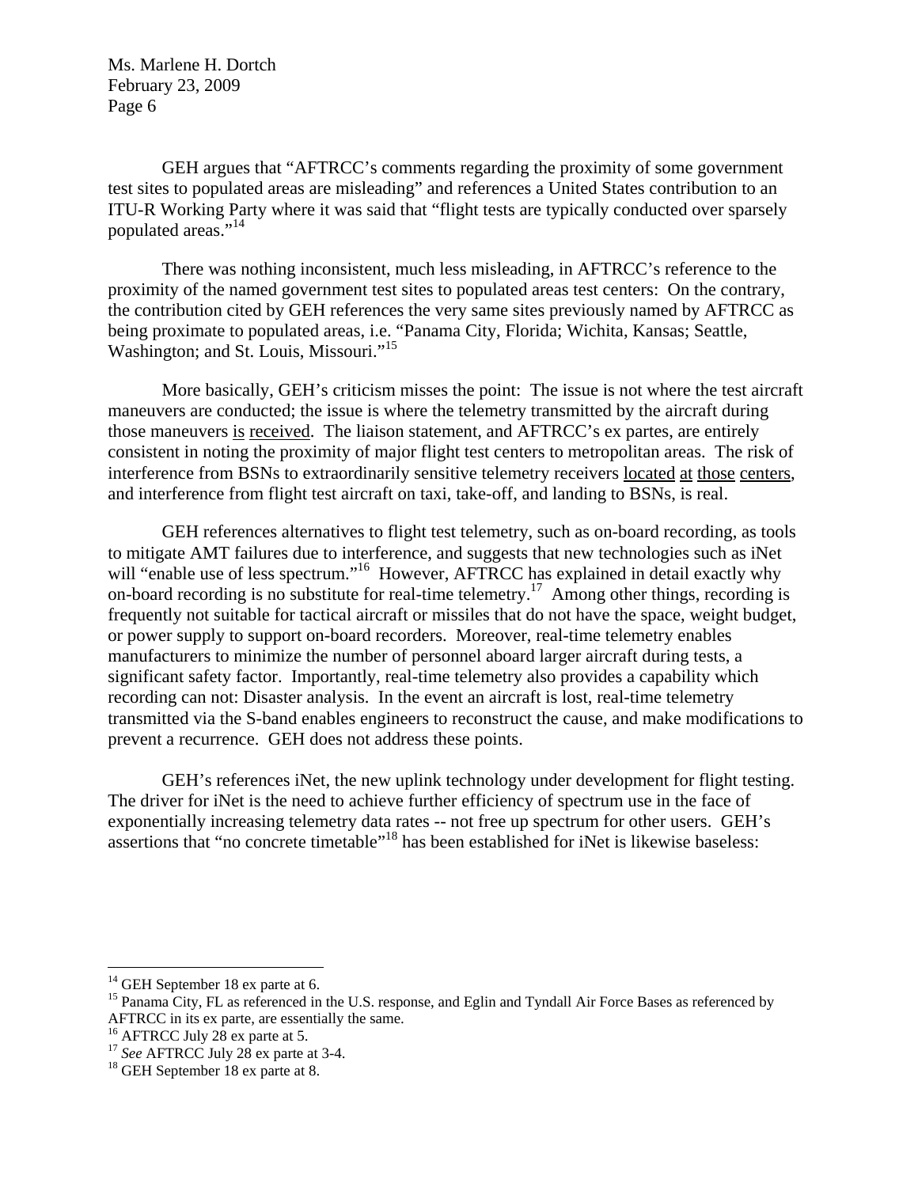GEH argues that "AFTRCC's comments regarding the proximity of some government test sites to populated areas are misleading" and references a United States contribution to an ITU-R Working Party where it was said that "flight tests are typically conducted over sparsely populated areas."[14]

There was nothing inconsistent, much less misleading, in AFTRCC's reference to the proximity of the named government test sites to populated areas test centers: On the contrary, the contribution cited by GEH references the very same sites previously named by AFTRCC as being proximate to populated areas, i.e. "Panama City, Florida; Wichita, Kansas; Seattle, Washington; and St. Louis, Missouri."[15]

More basically, GEH's criticism misses the point: The issue is not where the test aircraft maneuvers are conducted; the issue is where the telemetry transmitted by the aircraft during those maneuvers <u>is received</u>. The liaison statement, and AFTRCC's ex partes, are entirely consistent in noting the proximity of major flight test centers to metropolitan areas. The risk of interference from BSNs to extraordinarily sensitive telemetry receivers <u>located at those centers</u>, and interference from flight test aircraft on taxi, take-off, and landing to BSNs, is real.

GEH references alternatives to flight test telemetry, such as on-board recording, as tools to mitigate AMT failures due to interference, and suggests that new technologies such as iNet will "enable use of less spectrum."[16] However, AFTRCC has explained in detail exactly why on-board recording is no substitute for real-time telemetry.[17] Among other things, recording is frequently not suitable for tactical aircraft or missiles that do not have the space, weight budget, or power supply to support on-board recorders. Moreover, real-time telemetry enables manufacturers to minimize the number of personnel aboard larger aircraft during tests, a significant safety factor. Importantly, real-time telemetry also provides a capability which recording can not: Disaster analysis. In the event an aircraft is lost, real-time telemetry transmitted via the S-band enables engineers to reconstruct the cause, and make modifications to prevent a recurrence. GEH does not address these points.

GEH's references iNet, the new uplink technology under development for flight testing. The driver for iNet is the need to achieve further efficiency of spectrum use in the face of exponentially increasing telemetry data rates -- not free up spectrum for other users. GEH's assertions that "no concrete timetable"[18] has been established for iNet is likewise baseless:

---

[14] GEH September 18 ex parte at 6.

[15] Panama City, FL as referenced in the U.S. response, and Eglin and Tyndall Air Force Bases as referenced by AFTRCC in its ex parte, are essentially the same.

[16] AFTRCC July 28 ex parte at 5.

[17] *See* AFTRCC July 28 ex parte at 3-4.

[18] GEH September 18 ex parte at 8.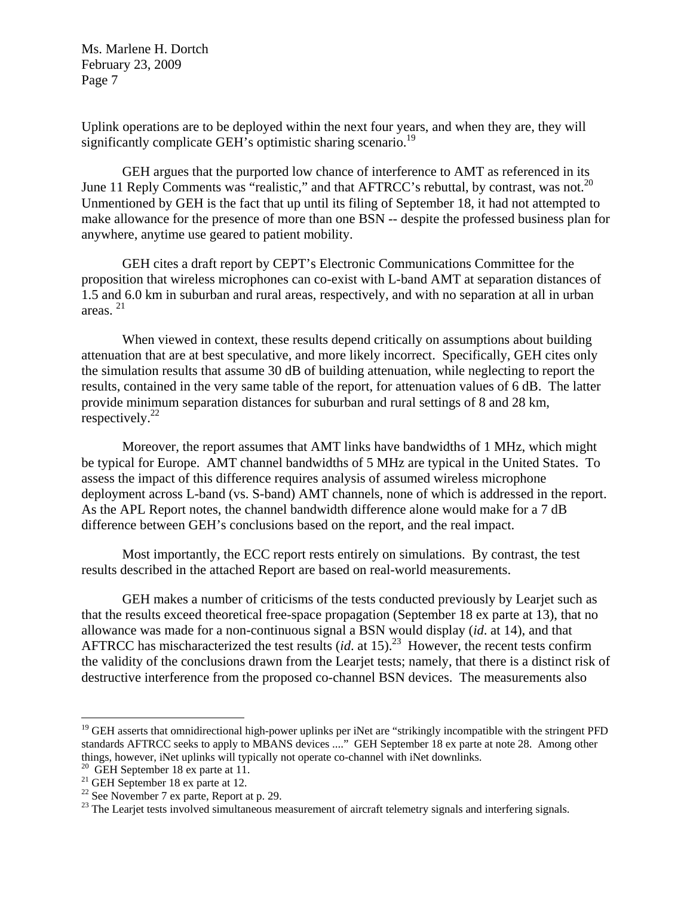Uplink operations are to be deployed within the next four years, and when they are, they will significantly complicate GEH's optimistic sharing scenario.[19]

GEH argues that the purported low chance of interference to AMT as referenced in its June 11 Reply Comments was "realistic," and that AFTRCC's rebuttal, by contrast, was not.[20] Unmentioned by GEH is the fact that up until its filing of September 18, it had not attempted to make allowance for the presence of more than one BSN -- despite the professed business plan for anywhere, anytime use geared to patient mobility.

GEH cites a draft report by CEPT's Electronic Communications Committee for the proposition that wireless microphones can co-exist with L-band AMT at separation distances of 1.5 and 6.0 km in suburban and rural areas, respectively, and with no separation at all in urban areas.[21]

When viewed in context, these results depend critically on assumptions about building attenuation that are at best speculative, and more likely incorrect. Specifically, GEH cites only the simulation results that assume 30 dB of building attenuation, while neglecting to report the results, contained in the very same table of the report, for attenuation values of 6 dB. The latter provide minimum separation distances for suburban and rural settings of 8 and 28 km, respectively.[22]

Moreover, the report assumes that AMT links have bandwidths of 1 MHz, which might be typical for Europe. AMT channel bandwidths of 5 MHz are typical in the United States. To assess the impact of this difference requires analysis of assumed wireless microphone deployment across L-band (vs. S-band) AMT channels, none of which is addressed in the report. As the APL Report notes, the channel bandwidth difference alone would make for a 7 dB difference between GEH's conclusions based on the report, and the real impact.

Most importantly, the ECC report rests entirely on simulations. By contrast, the test results described in the attached Report are based on real-world measurements.

GEH makes a number of criticisms of the tests conducted previously by Learjet such as that the results exceed theoretical free-space propagation (September 18 ex parte at 13), that no allowance was made for a non-continuous signal a BSN would display (*id*. at 14), and that AFTRCC has mischaracterized the test results (*id*. at 15).[23] However, the recent tests confirm the validity of the conclusions drawn from the Learjet tests; namely, that there is a distinct risk of destructive interference from the proposed co-channel BSN devices. The measurements also

---

[19] GEH asserts that omnidirectional high-power uplinks per iNet are "strikingly incompatible with the stringent PFD standards AFTRCC seeks to apply to MBANS devices ...." GEH September 18 ex parte at note 28. Among other things, however, iNet uplinks will typically not operate co-channel with iNet downlinks.

[20] GEH September 18 ex parte at 11.

[21] GEH September 18 ex parte at 12.

[22] See November 7 ex parte, Report at p. 29.

[23] The Learjet tests involved simultaneous measurement of aircraft telemetry signals and interfering signals.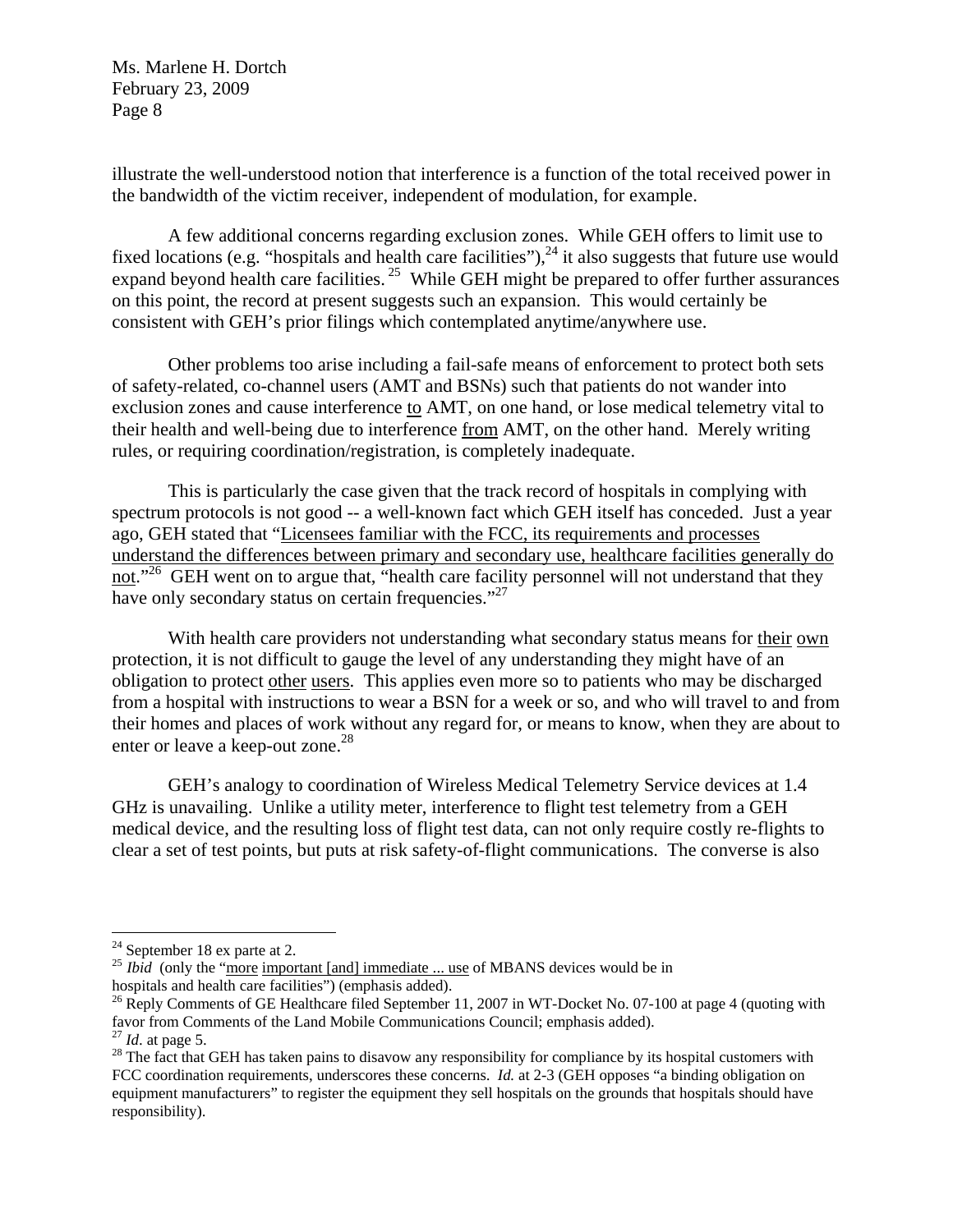illustrate the well-understood notion that interference is a function of the total received power in the bandwidth of the victim receiver, independent of modulation, for example.

A few additional concerns regarding exclusion zones. While GEH offers to limit use to fixed locations (e.g. "hospitals and health care facilities"),[24] it also suggests that future use would expand beyond health care facilities.[25] While GEH might be prepared to offer further assurances on this point, the record at present suggests such an expansion. This would certainly be consistent with GEH's prior filings which contemplated anytime/anywhere use.

Other problems too arise including a fail-safe means of enforcement to protect both sets of safety-related, co-channel users (AMT and BSNs) such that patients do not wander into exclusion zones and cause interference to AMT, on one hand, or lose medical telemetry vital to their health and well-being due to interference from AMT, on the other hand. Merely writing rules, or requiring coordination/registration, is completely inadequate.

This is particularly the case given that the track record of hospitals in complying with spectrum protocols is not good -- a well-known fact which GEH itself has conceded. Just a year ago, GEH stated that "Licensees familiar with the FCC, its requirements and processes understand the differences between primary and secondary use, healthcare facilities generally do not."[26] GEH went on to argue that, "health care facility personnel will not understand that they have only secondary status on certain frequencies."[27]

With health care providers not understanding what secondary status means for their own protection, it is not difficult to gauge the level of any understanding they might have of an obligation to protect other users. This applies even more so to patients who may be discharged from a hospital with instructions to wear a BSN for a week or so, and who will travel to and from their homes and places of work without any regard for, or means to know, when they are about to enter or leave a keep-out zone.[28]

GEH's analogy to coordination of Wireless Medical Telemetry Service devices at 1.4 GHz is unavailing. Unlike a utility meter, interference to flight test telemetry from a GEH medical device, and the resulting loss of flight test data, can not only require costly re-flights to clear a set of test points, but puts at risk safety-of-flight communications. The converse is also

---

[24] September 18 ex parte at 2.

[25] *Ibid* (only the "more important [and] immediate ... use of MBANS devices would be in hospitals and health care facilities") (emphasis added).

[26] Reply Comments of GE Healthcare filed September 11, 2007 in WT-Docket No. 07-100 at page 4 (quoting with favor from Comments of the Land Mobile Communications Council; emphasis added).

[27] *Id*. at page 5.

[28] The fact that GEH has taken pains to disavow any responsibility for compliance by its hospital customers with FCC coordination requirements, underscores these concerns. *Id.* at 2-3 (GEH opposes "a binding obligation on equipment manufacturers" to register the equipment they sell hospitals on the grounds that hospitals should have responsibility).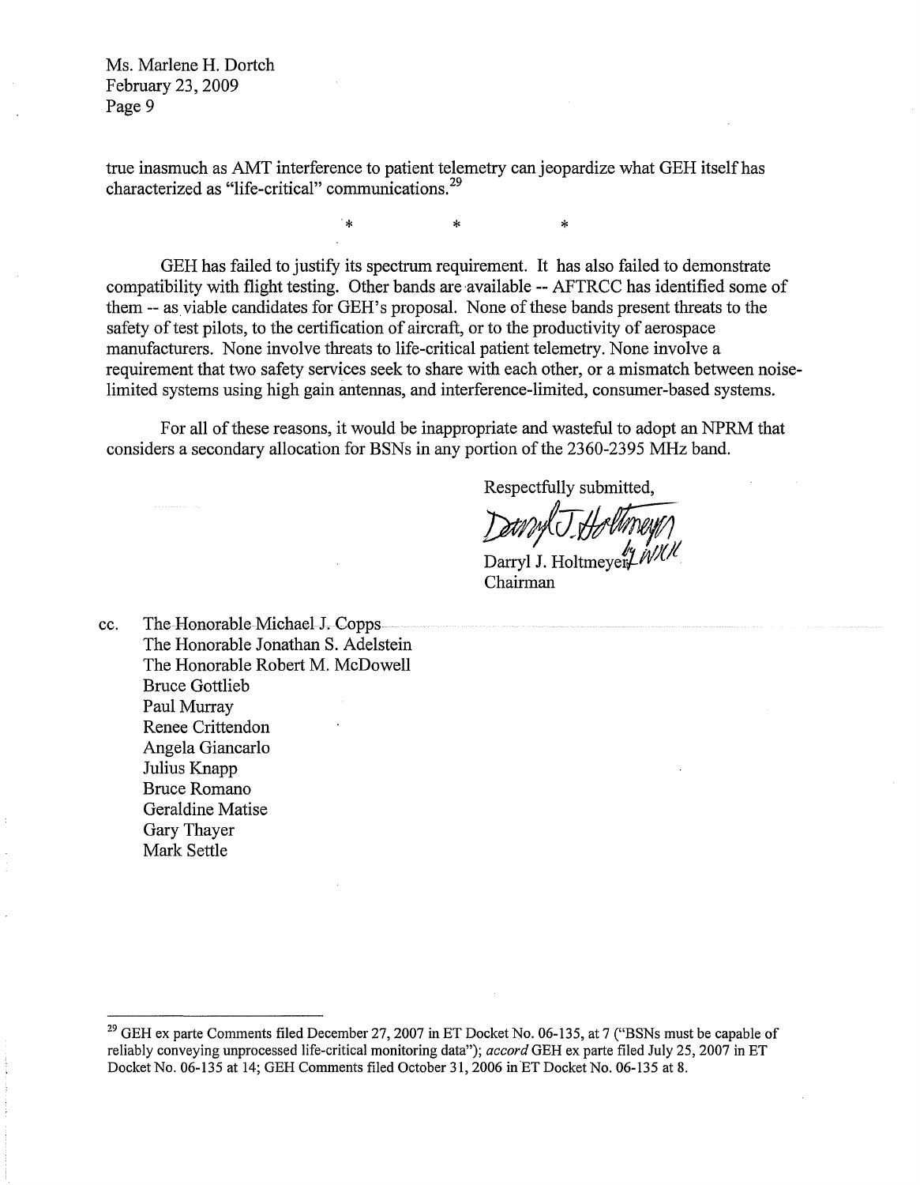true inasmuch as AMT interference to patient telemetry can jeopardize what GEH itself has characterized as "life-critical" communications.[29]

\* \* \*

GEH has failed to justify its spectrum requirement. It has also failed to demonstrate compatibility with flight testing. Other bands are available -- AFTRCC has identified some of them -- as viable candidates for GEH's proposal. None of these bands present threats to the safety of test pilots, to the certification of aircraft, or to the productivity of aerospace manufacturers. None involve threats to life-critical patient telemetry. None involve a requirement that two safety services seek to share with each other, or a mismatch between noise-limited systems using high gain antennas, and interference-limited, consumer-based systems.

For all of these reasons, it would be inappropriate and wasteful to adopt an NPRM that considers a secondary allocation for BSNs in any portion of the 2360-2395 MHz band.

Respectfully submitted,

Darryl J. Holtmeyer *by WKH*
Chairman

cc. The Honorable Michael J. Copps
The Honorable Jonathan S. Adelstein
The Honorable Robert M. McDowell
Bruce Gottlieb
Paul Murray
Renee Crittendon
Angela Giancarlo
Julius Knapp
Bruce Romano
Geraldine Matise
Gary Thayer
Mark Settle

---

[29] GEH ex parte Comments filed December 27, 2007 in ET Docket No. 06-135, at 7 ("BSNs must be capable of reliably conveying unprocessed life-critical monitoring data"); *accord* GEH ex parte filed July 25, 2007 in ET Docket No. 06-135 at 14; GEH Comments filed October 31, 2006 in ET Docket No. 06-135 at 8.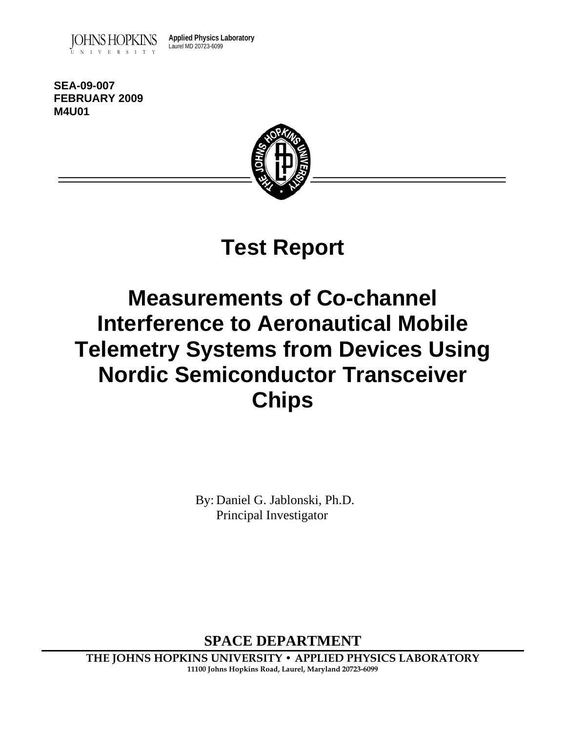JOHNS HOPKINS UNIVERSITY

**Applied Physics Laboratory**
Laurel MD 20723-6099

**SEA-09-007**
**FEBRUARY 2009**
**M4U01**

# Test Report

# Measurements of Co-channel Interference to Aeronautical Mobile Telemetry Systems from Devices Using Nordic Semiconductor Transceiver Chips

By: Daniel G. Jablonski, Ph.D.
Principal Investigator

**SPACE DEPARTMENT**

**THE JOHNS HOPKINS UNIVERSITY • APPLIED PHYSICS LABORATORY**
**11100 Johns Hopkins Road, Laurel, Maryland 20723-6099**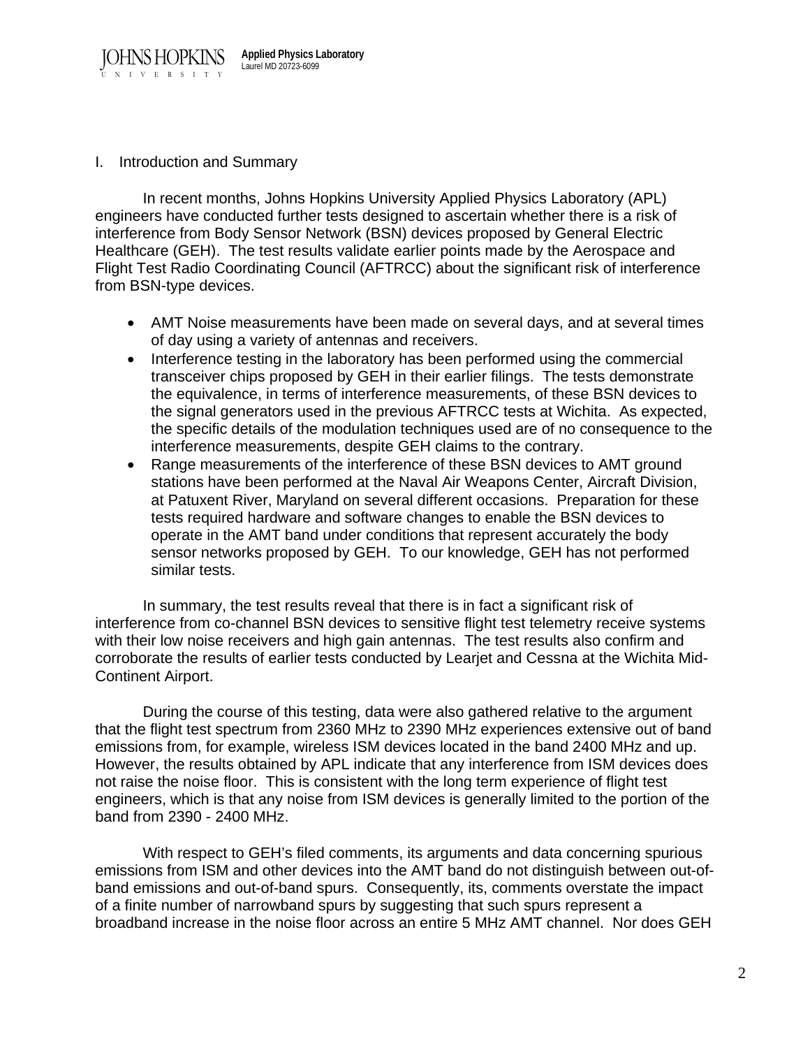## I. Introduction and Summary

In recent months, Johns Hopkins University Applied Physics Laboratory (APL) engineers have conducted further tests designed to ascertain whether there is a risk of interference from Body Sensor Network (BSN) devices proposed by General Electric Healthcare (GEH). The test results validate earlier points made by the Aerospace and Flight Test Radio Coordinating Council (AFTRCC) about the significant risk of interference from BSN-type devices.

- AMT Noise measurements have been made on several days, and at several times of day using a variety of antennas and receivers.
- Interference testing in the laboratory has been performed using the commercial transceiver chips proposed by GEH in their earlier filings. The tests demonstrate the equivalence, in terms of interference measurements, of these BSN devices to the signal generators used in the previous AFTRCC tests at Wichita. As expected, the specific details of the modulation techniques used are of no consequence to the interference measurements, despite GEH claims to the contrary.
- Range measurements of the interference of these BSN devices to AMT ground stations have been performed at the Naval Air Weapons Center, Aircraft Division, at Patuxent River, Maryland on several different occasions. Preparation for these tests required hardware and software changes to enable the BSN devices to operate in the AMT band under conditions that represent accurately the body sensor networks proposed by GEH. To our knowledge, GEH has not performed similar tests.

In summary, the test results reveal that there is in fact a significant risk of interference from co-channel BSN devices to sensitive flight test telemetry receive systems with their low noise receivers and high gain antennas. The test results also confirm and corroborate the results of earlier tests conducted by Learjet and Cessna at the Wichita Mid-Continent Airport.

During the course of this testing, data were also gathered relative to the argument that the flight test spectrum from 2360 MHz to 2390 MHz experiences extensive out of band emissions from, for example, wireless ISM devices located in the band 2400 MHz and up. However, the results obtained by APL indicate that any interference from ISM devices does not raise the noise floor. This is consistent with the long term experience of flight test engineers, which is that any noise from ISM devices is generally limited to the portion of the band from 2390 - 2400 MHz.

With respect to GEH's filed comments, its arguments and data concerning spurious emissions from ISM and other devices into the AMT band do not distinguish between out-of-band emissions and out-of-band spurs. Consequently, its, comments overstate the impact of a finite number of narrowband spurs by suggesting that such spurs represent a broadband increase in the noise floor across an entire 5 MHz AMT channel. Nor does GEH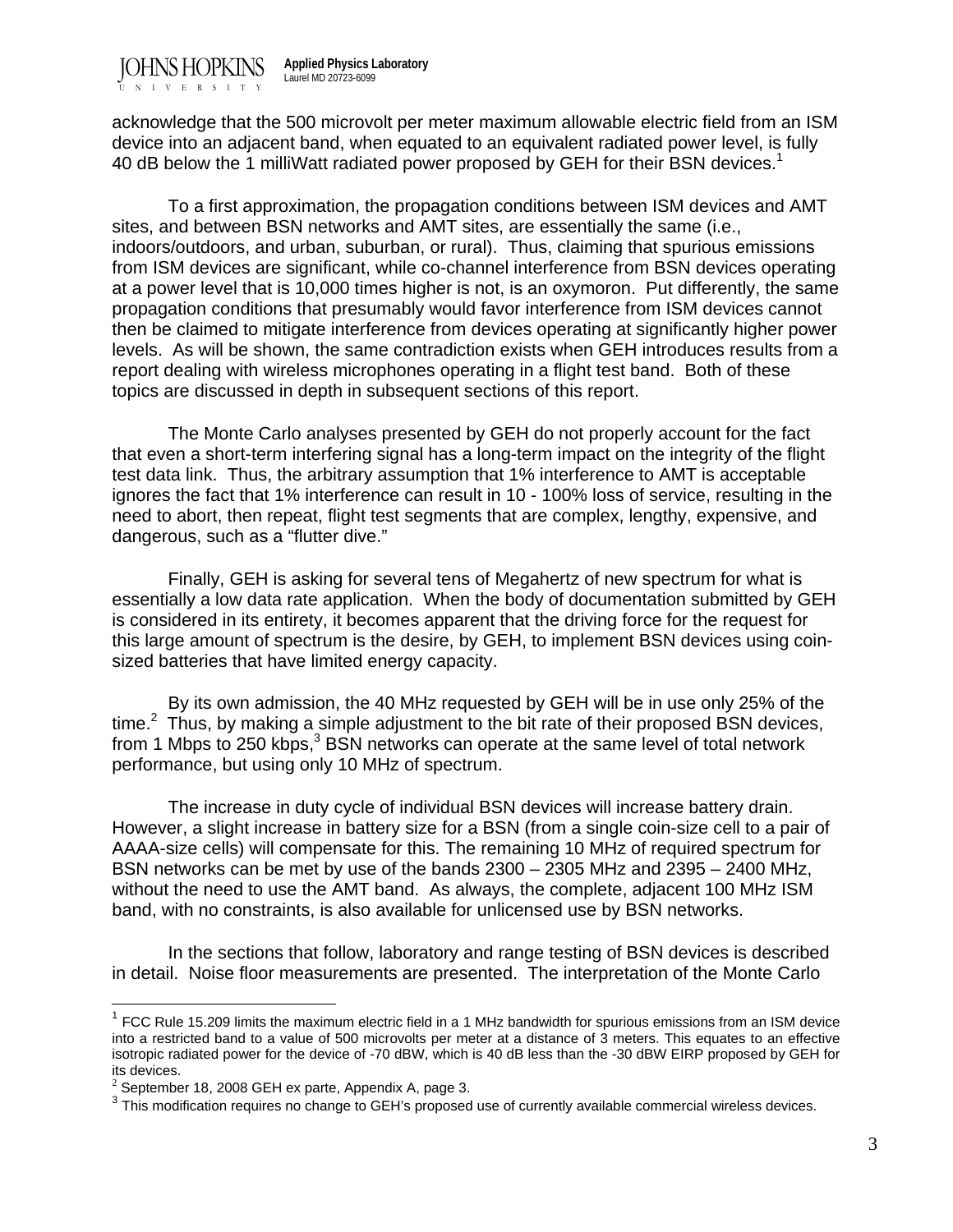acknowledge that the 500 microvolt per meter maximum allowable electric field from an ISM device into an adjacent band, when equated to an equivalent radiated power level, is fully 40 dB below the 1 milliWatt radiated power proposed by GEH for their BSN devices.[1]

To a first approximation, the propagation conditions between ISM devices and AMT sites, and between BSN networks and AMT sites, are essentially the same (i.e., indoors/outdoors, and urban, suburban, or rural). Thus, claiming that spurious emissions from ISM devices are significant, while co-channel interference from BSN devices operating at a power level that is 10,000 times higher is not, is an oxymoron. Put differently, the same propagation conditions that presumably would favor interference from ISM devices cannot then be claimed to mitigate interference from devices operating at significantly higher power levels. As will be shown, the same contradiction exists when GEH introduces results from a report dealing with wireless microphones operating in a flight test band. Both of these topics are discussed in depth in subsequent sections of this report.

The Monte Carlo analyses presented by GEH do not properly account for the fact that even a short-term interfering signal has a long-term impact on the integrity of the flight test data link. Thus, the arbitrary assumption that 1% interference to AMT is acceptable ignores the fact that 1% interference can result in 10 - 100% loss of service, resulting in the need to abort, then repeat, flight test segments that are complex, lengthy, expensive, and dangerous, such as a "flutter dive."

Finally, GEH is asking for several tens of Megahertz of new spectrum for what is essentially a low data rate application. When the body of documentation submitted by GEH is considered in its entirety, it becomes apparent that the driving force for the request for this large amount of spectrum is the desire, by GEH, to implement BSN devices using coin-sized batteries that have limited energy capacity.

By its own admission, the 40 MHz requested by GEH will be in use only 25% of the time.[2] Thus, by making a simple adjustment to the bit rate of their proposed BSN devices, from 1 Mbps to 250 kbps,[3] BSN networks can operate at the same level of total network performance, but using only 10 MHz of spectrum.

The increase in duty cycle of individual BSN devices will increase battery drain. However, a slight increase in battery size for a BSN (from a single coin-size cell to a pair of AAAA-size cells) will compensate for this. The remaining 10 MHz of required spectrum for BSN networks can be met by use of the bands 2300 – 2305 MHz and 2395 – 2400 MHz, without the need to use the AMT band. As always, the complete, adjacent 100 MHz ISM band, with no constraints, is also available for unlicensed use by BSN networks.

In the sections that follow, laboratory and range testing of BSN devices is described in detail. Noise floor measurements are presented. The interpretation of the Monte Carlo

---

[1] FCC Rule 15.209 limits the maximum electric field in a 1 MHz bandwidth for spurious emissions from an ISM device into a restricted band to a value of 500 microvolts per meter at a distance of 3 meters. This equates to an effective isotropic radiated power for the device of -70 dBW, which is 40 dB less than the -30 dBW EIRP proposed by GEH for its devices.

[2] September 18, 2008 GEH ex parte, Appendix A, page 3.

[3] This modification requires no change to GEH's proposed use of currently available commercial wireless devices.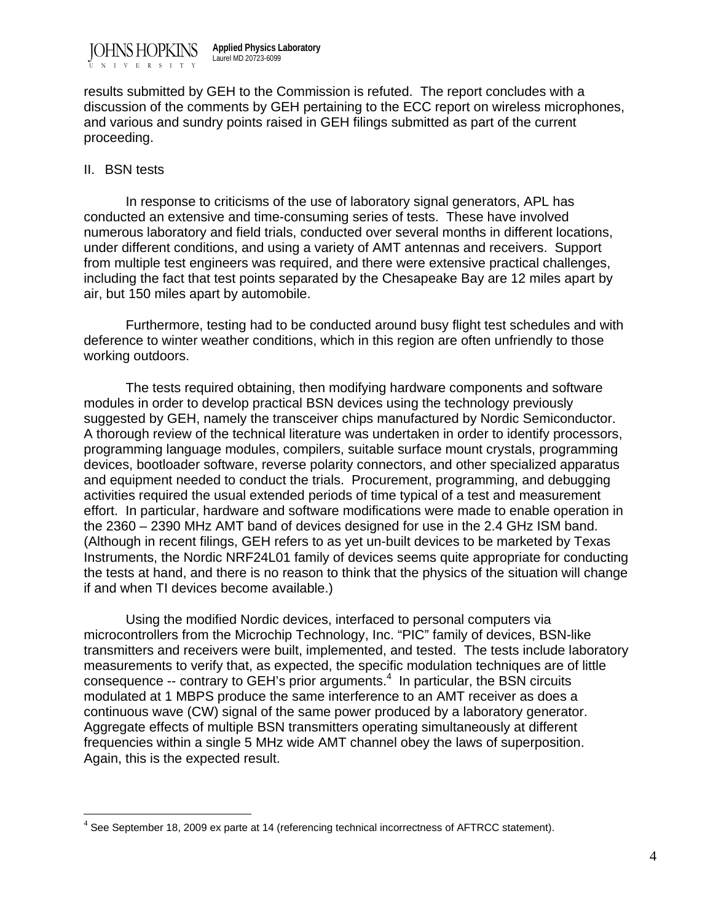results submitted by GEH to the Commission is refuted. The report concludes with a discussion of the comments by GEH pertaining to the ECC report on wireless microphones, and various and sundry points raised in GEH filings submitted as part of the current proceeding.

## II. BSN tests

In response to criticisms of the use of laboratory signal generators, APL has conducted an extensive and time-consuming series of tests. These have involved numerous laboratory and field trials, conducted over several months in different locations, under different conditions, and using a variety of AMT antennas and receivers. Support from multiple test engineers was required, and there were extensive practical challenges, including the fact that test points separated by the Chesapeake Bay are 12 miles apart by air, but 150 miles apart by automobile.

Furthermore, testing had to be conducted around busy flight test schedules and with deference to winter weather conditions, which in this region are often unfriendly to those working outdoors.

The tests required obtaining, then modifying hardware components and software modules in order to develop practical BSN devices using the technology previously suggested by GEH, namely the transceiver chips manufactured by Nordic Semiconductor. A thorough review of the technical literature was undertaken in order to identify processors, programming language modules, compilers, suitable surface mount crystals, programming devices, bootloader software, reverse polarity connectors, and other specialized apparatus and equipment needed to conduct the trials. Procurement, programming, and debugging activities required the usual extended periods of time typical of a test and measurement effort. In particular, hardware and software modifications were made to enable operation in the 2360 – 2390 MHz AMT band of devices designed for use in the 2.4 GHz ISM band. (Although in recent filings, GEH refers to as yet un-built devices to be marketed by Texas Instruments, the Nordic NRF24L01 family of devices seems quite appropriate for conducting the tests at hand, and there is no reason to think that the physics of the situation will change if and when TI devices become available.)

Using the modified Nordic devices, interfaced to personal computers via microcontrollers from the Microchip Technology, Inc. "PIC" family of devices, BSN-like transmitters and receivers were built, implemented, and tested. The tests include laboratory measurements to verify that, as expected, the specific modulation techniques are of little consequence -- contrary to GEH's prior arguments.[4] In particular, the BSN circuits modulated at 1 MBPS produce the same interference to an AMT receiver as does a continuous wave (CW) signal of the same power produced by a laboratory generator. Aggregate effects of multiple BSN transmitters operating simultaneously at different frequencies within a single 5 MHz wide AMT channel obey the laws of superposition. Again, this is the expected result.

[4] See September 18, 2009 ex parte at 14 (referencing technical incorrectness of AFTRCC statement).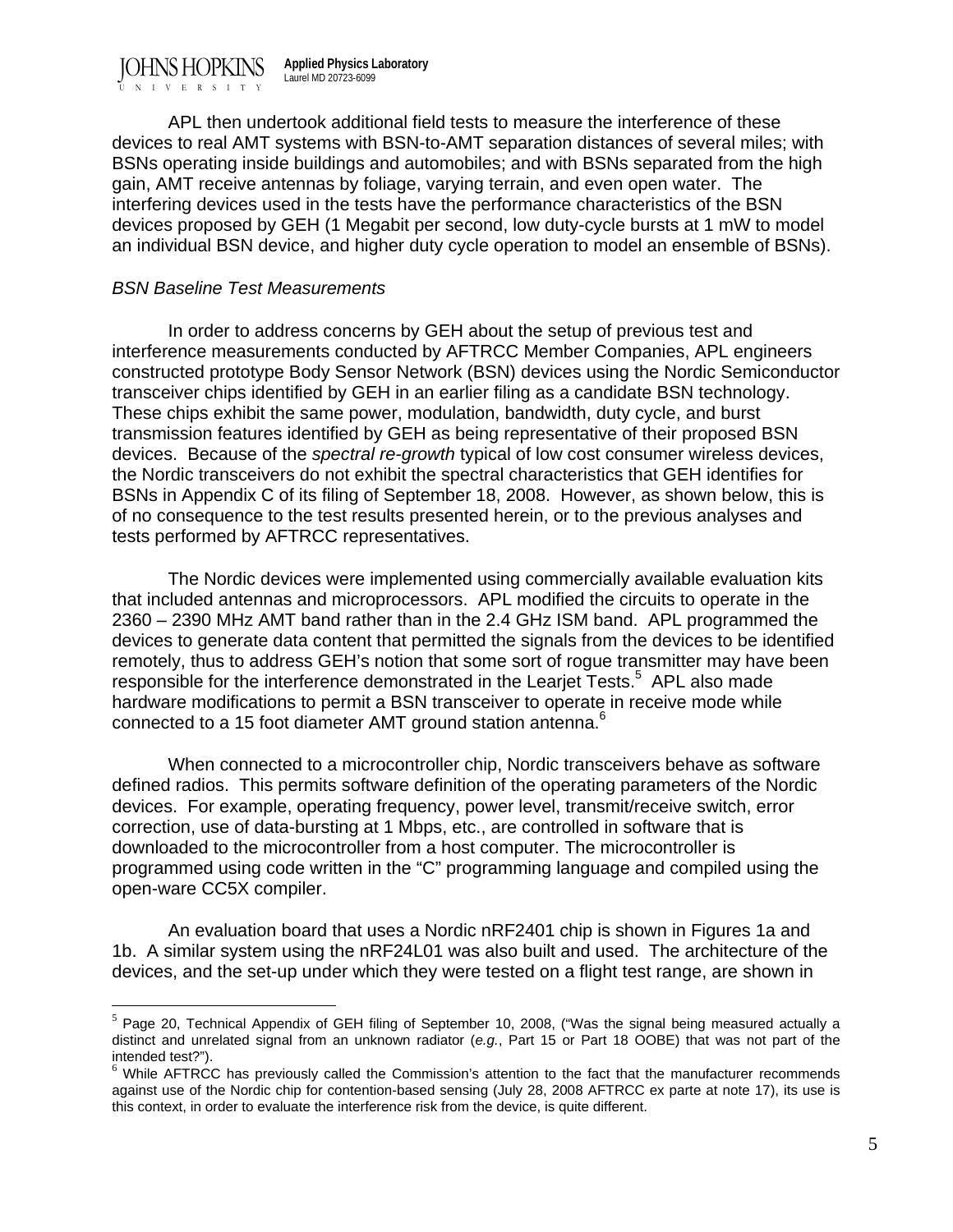APL then undertook additional field tests to measure the interference of these devices to real AMT systems with BSN-to-AMT separation distances of several miles; with BSNs operating inside buildings and automobiles; and with BSNs separated from the high gain, AMT receive antennas by foliage, varying terrain, and even open water. The interfering devices used in the tests have the performance characteristics of the BSN devices proposed by GEH (1 Megabit per second, low duty-cycle bursts at 1 mW to model an individual BSN device, and higher duty cycle operation to model an ensemble of BSNs).

*BSN Baseline Test Measurements*

In order to address concerns by GEH about the setup of previous test and interference measurements conducted by AFTRCC Member Companies, APL engineers constructed prototype Body Sensor Network (BSN) devices using the Nordic Semiconductor transceiver chips identified by GEH in an earlier filing as a candidate BSN technology. These chips exhibit the same power, modulation, bandwidth, duty cycle, and burst transmission features identified by GEH as being representative of their proposed BSN devices. Because of the *spectral re-growth* typical of low cost consumer wireless devices, the Nordic transceivers do not exhibit the spectral characteristics that GEH identifies for BSNs in Appendix C of its filing of September 18, 2008. However, as shown below, this is of no consequence to the test results presented herein, or to the previous analyses and tests performed by AFTRCC representatives.

The Nordic devices were implemented using commercially available evaluation kits that included antennas and microprocessors. APL modified the circuits to operate in the 2360 – 2390 MHz AMT band rather than in the 2.4 GHz ISM band. APL programmed the devices to generate data content that permitted the signals from the devices to be identified remotely, thus to address GEH's notion that some sort of rogue transmitter may have been responsible for the interference demonstrated in the Learjet Tests.[5] APL also made hardware modifications to permit a BSN transceiver to operate in receive mode while connected to a 15 foot diameter AMT ground station antenna.[6]

When connected to a microcontroller chip, Nordic transceivers behave as software defined radios. This permits software definition of the operating parameters of the Nordic devices. For example, operating frequency, power level, transmit/receive switch, error correction, use of data-bursting at 1 Mbps, etc., are controlled in software that is downloaded to the microcontroller from a host computer. The microcontroller is programmed using code written in the "C" programming language and compiled using the open-ware CC5X compiler.

An evaluation board that uses a Nordic nRF2401 chip is shown in Figures 1a and 1b. A similar system using the nRF24L01 was also built and used. The architecture of the devices, and the set-up under which they were tested on a flight test range, are shown in

---

[5] Page 20, Technical Appendix of GEH filing of September 10, 2008, ("Was the signal being measured actually a distinct and unrelated signal from an unknown radiator (*e.g.*, Part 15 or Part 18 OOBE) that was not part of the intended test?").

[6] While AFTRCC has previously called the Commission's attention to the fact that the manufacturer recommends against use of the Nordic chip for contention-based sensing (July 28, 2008 AFTRCC ex parte at note 17), its use is this context, in order to evaluate the interference risk from the device, is quite different.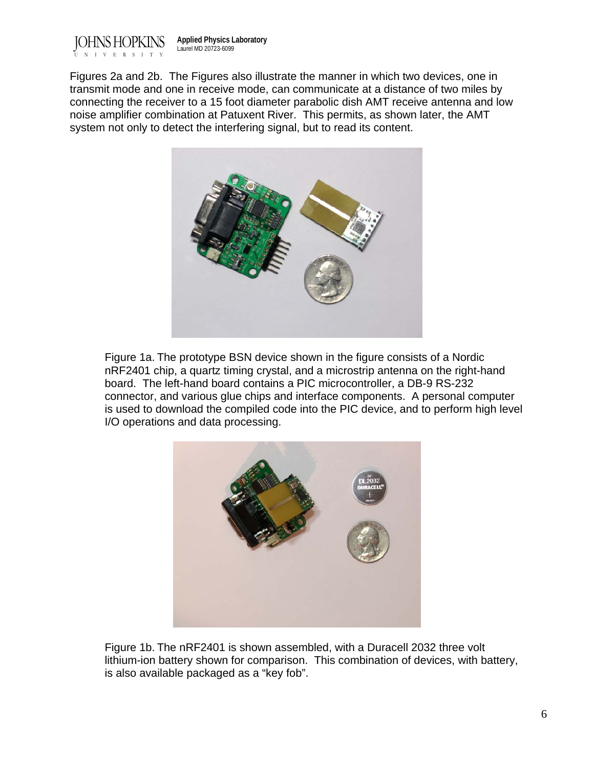Figures 2a and 2b. The Figures also illustrate the manner in which two devices, one in transmit mode and one in receive mode, can communicate at a distance of two miles by connecting the receiver to a 15 foot diameter parabolic dish AMT receive antenna and low noise amplifier combination at Patuxent River. This permits, as shown later, the AMT system not only to detect the interfering signal, but to read its content.

Figure 1a. The prototype BSN device shown in the figure consists of a Nordic nRF2401 chip, a quartz timing crystal, and a microstrip antenna on the right-hand board. The left-hand board contains a PIC microcontroller, a DB-9 RS-232 connector, and various glue chips and interface components. A personal computer is used to download the compiled code into the PIC device, and to perform high level I/O operations and data processing.

Figure 1b. The nRF2401 is shown assembled, with a Duracell 2032 three volt lithium-ion battery shown for comparison. This combination of devices, with battery, is also available packaged as a "key fob".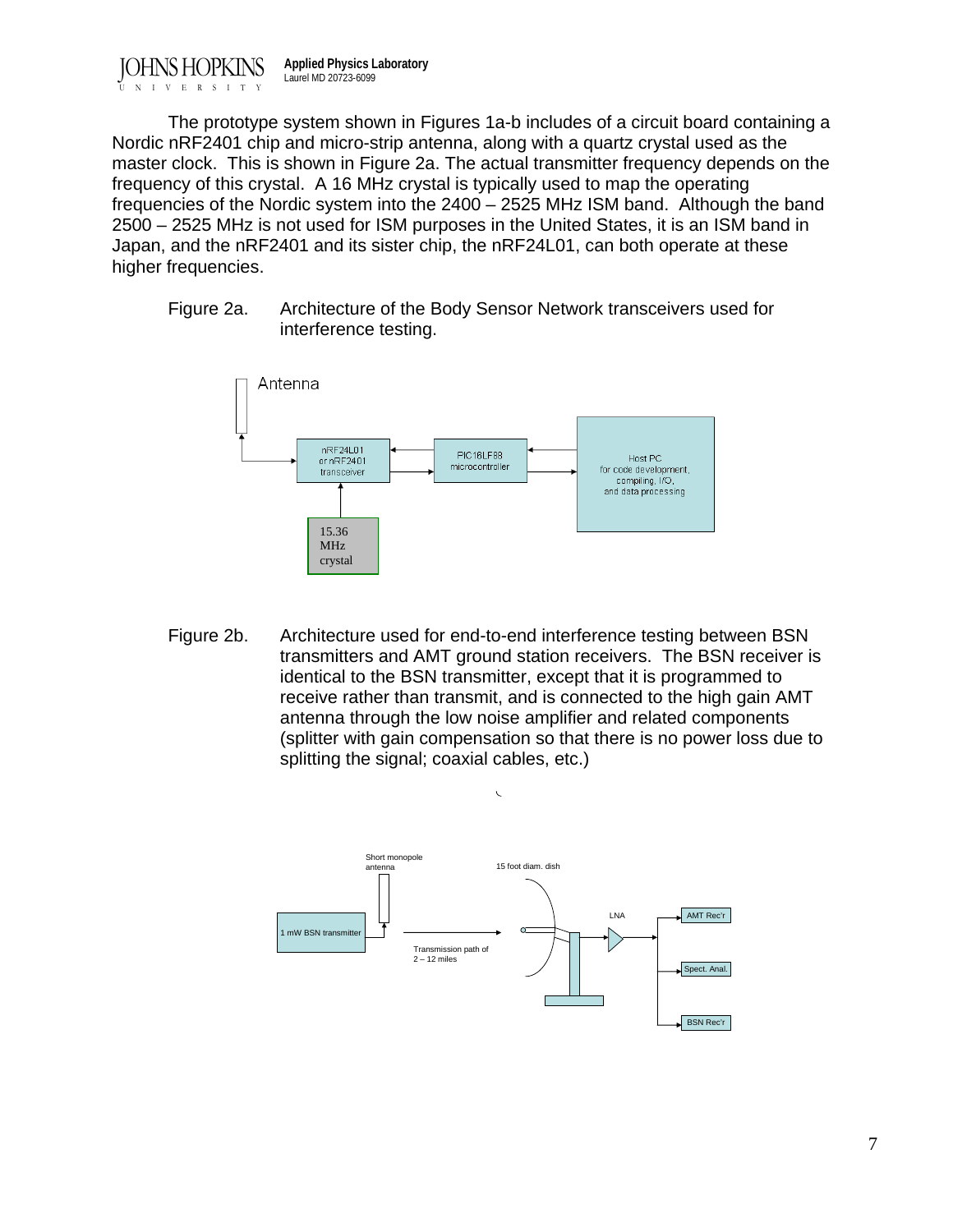The prototype system shown in Figures 1a-b includes of a circuit board containing a Nordic nRF2401 chip and micro-strip antenna, along with a quartz crystal used as the master clock. This is shown in Figure 2a. The actual transmitter frequency depends on the frequency of this crystal. A 16 MHz crystal is typically used to map the operating frequencies of the Nordic system into the 2400 – 2525 MHz ISM band. Although the band 2500 – 2525 MHz is not used for ISM purposes in the United States, it is an ISM band in Japan, and the nRF2401 and its sister chip, the nRF24L01, can both operate at these higher frequencies.

Figure 2a. Architecture of the Body Sensor Network transceivers used for interference testing.

Antenna

nRF24L01 or nRF2401 transceiver

PIC16LF88 microcontroller

Host PC for code development, compiling, I/O, and data processing

15.36 MHz crystal

Figure 2b. Architecture used for end-to-end interference testing between BSN transmitters and AMT ground station receivers. The BSN receiver is identical to the BSN transmitter, except that it is programmed to receive rather than transmit, and is connected to the high gain AMT antenna through the low noise amplifier and related components (splitter with gain compensation so that there is no power loss due to splitting the signal; coaxial cables, etc.)

Short monopole antenna

15 foot diam. dish

1 mW BSN transmitter

Transmission path of 2 – 12 miles

LNA

AMT Rec'r

Spect. Anal.

BSN Rec'r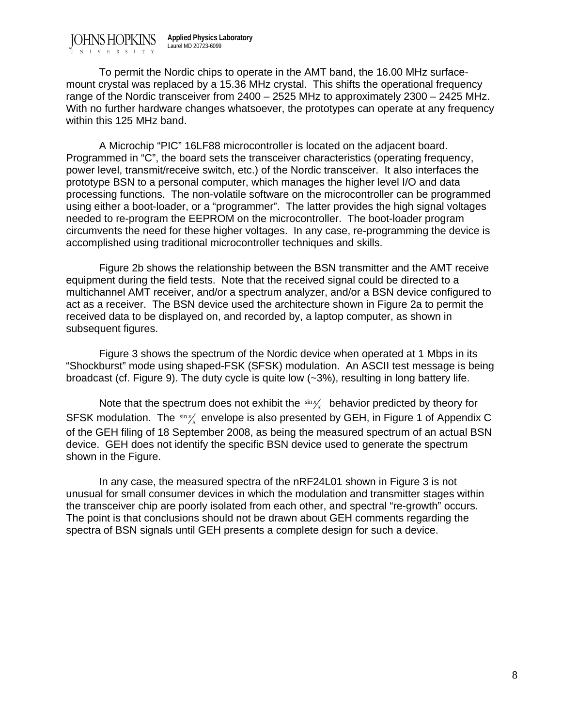To permit the Nordic chips to operate in the AMT band, the 16.00 MHz surface-mount crystal was replaced by a 15.36 MHz crystal. This shifts the operational frequency range of the Nordic transceiver from 2400 – 2525 MHz to approximately 2300 – 2425 MHz. With no further hardware changes whatsoever, the prototypes can operate at any frequency within this 125 MHz band.

A Microchip "PIC" 16LF88 microcontroller is located on the adjacent board. Programmed in "C", the board sets the transceiver characteristics (operating frequency, power level, transmit/receive switch, etc.) of the Nordic transceiver. It also interfaces the prototype BSN to a personal computer, which manages the higher level I/O and data processing functions. The non-volatile software on the microcontroller can be programmed using either a boot-loader, or a "programmer". The latter provides the high signal voltages needed to re-program the EEPROM on the microcontroller. The boot-loader program circumvents the need for these higher voltages. In any case, re-programming the device is accomplished using traditional microcontroller techniques and skills.

Figure 2b shows the relationship between the BSN transmitter and the AMT receive equipment during the field tests. Note that the received signal could be directed to a multichannel AMT receiver, and/or a spectrum analyzer, and/or a BSN device configured to act as a receiver. The BSN device used the architecture shown in Figure 2a to permit the received data to be displayed on, and recorded by, a laptop computer, as shown in subsequent figures.

Figure 3 shows the spectrum of the Nordic device when operated at 1 Mbps in its "Shockburst" mode using shaped-FSK (SFSK) modulation. An ASCII test message is being broadcast (cf. Figure 9). The duty cycle is quite low (~3%), resulting in long battery life.

Note that the spectrum does not exhibit the $\sin x/x$ behavior predicted by theory for SFSK modulation. The $\sin x/x$ envelope is also presented by GEH, in Figure 1 of Appendix C of the GEH filing of 18 September 2008, as being the measured spectrum of an actual BSN device. GEH does not identify the specific BSN device used to generate the spectrum shown in the Figure.

In any case, the measured spectra of the nRF24L01 shown in Figure 3 is not unusual for small consumer devices in which the modulation and transmitter stages within the transceiver chip are poorly isolated from each other, and spectral "re-growth" occurs. The point is that conclusions should not be drawn about GEH comments regarding the spectra of BSN signals until GEH presents a complete design for such a device.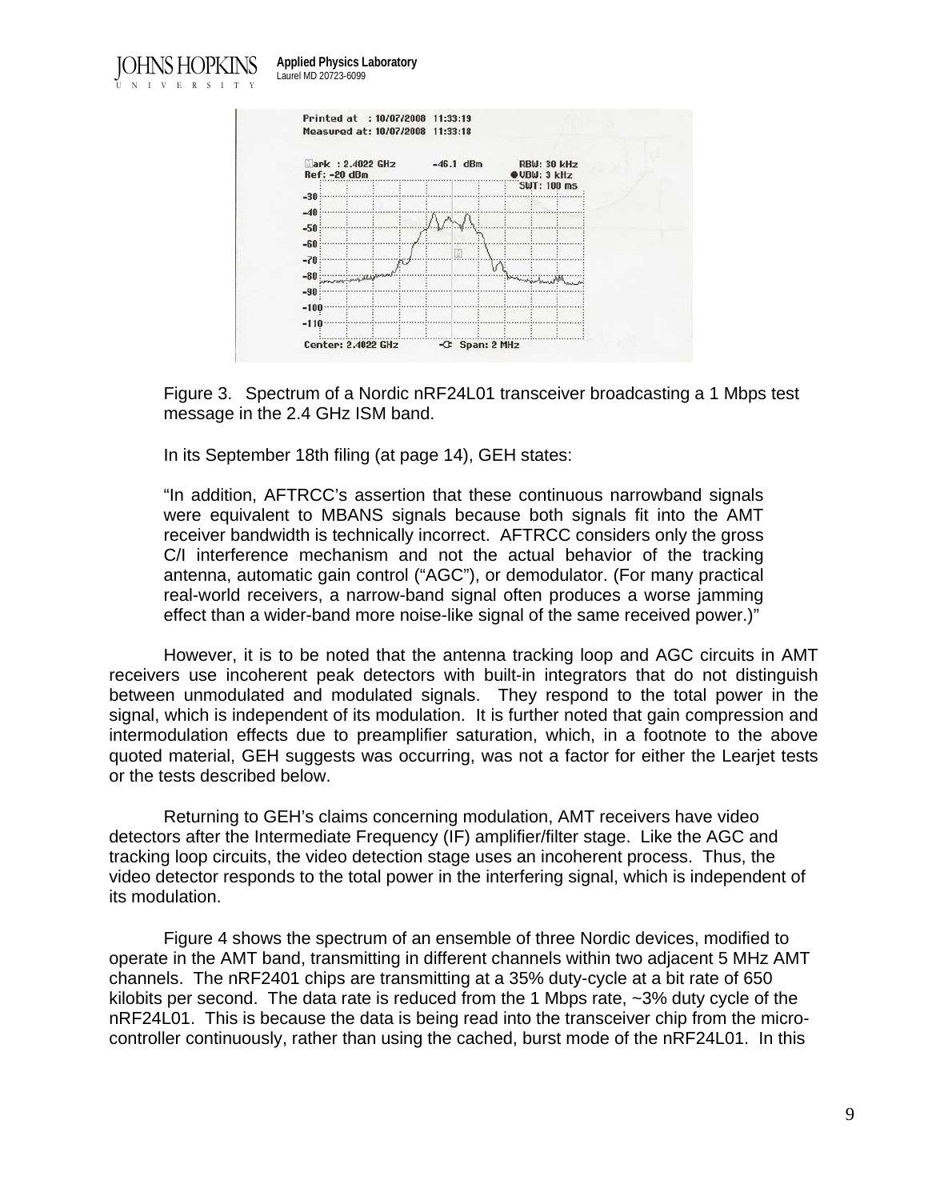Figure 3. Spectrum of a Nordic nRF24L01 transceiver broadcasting a 1 Mbps test message in the 2.4 GHz ISM band.

In its September 18th filing (at page 14), GEH states:

"In addition, AFTRCC's assertion that these continuous narrowband signals were equivalent to MBANS signals because both signals fit into the AMT receiver bandwidth is technically incorrect. AFTRCC considers only the gross C/I interference mechanism and not the actual behavior of the tracking antenna, automatic gain control ("AGC"), or demodulator. (For many practical real-world receivers, a narrow-band signal often produces a worse jamming effect than a wider-band more noise-like signal of the same received power.)"

However, it is to be noted that the antenna tracking loop and AGC circuits in AMT receivers use incoherent peak detectors with built-in integrators that do not distinguish between unmodulated and modulated signals. They respond to the total power in the signal, which is independent of its modulation. It is further noted that gain compression and intermodulation effects due to preamplifier saturation, which, in a footnote to the above quoted material, GEH suggests was occurring, was not a factor for either the Learjet tests or the tests described below.

Returning to GEH's claims concerning modulation, AMT receivers have video detectors after the Intermediate Frequency (IF) amplifier/filter stage. Like the AGC and tracking loop circuits, the video detection stage uses an incoherent process. Thus, the video detector responds to the total power in the interfering signal, which is independent of its modulation.

Figure 4 shows the spectrum of an ensemble of three Nordic devices, modified to operate in the AMT band, transmitting in different channels within two adjacent 5 MHz AMT channels. The nRF2401 chips are transmitting at a 35% duty-cycle at a bit rate of 650 kilobits per second. The data rate is reduced from the 1 Mbps rate, ~3% duty cycle of the nRF24L01. This is because the data is being read into the transceiver chip from the micro-controller continuously, rather than using the cached, burst mode of the nRF24L01. In this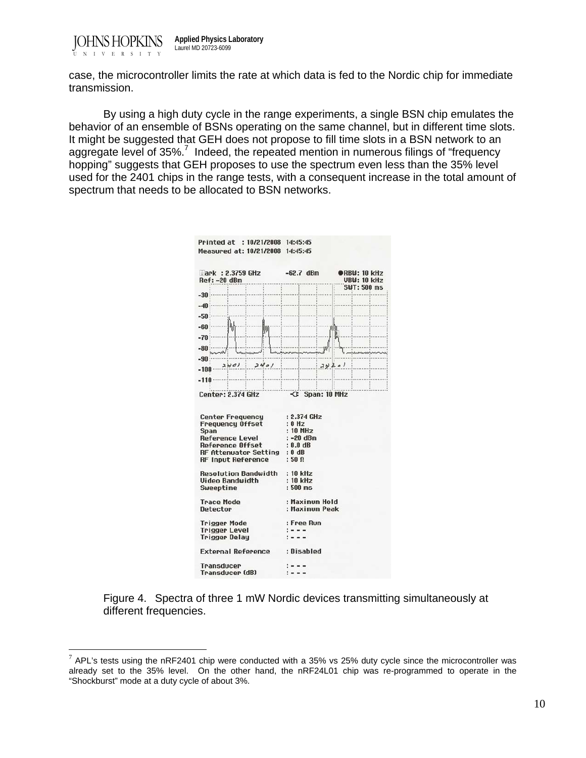case, the microcontroller limits the rate at which data is fed to the Nordic chip for immediate transmission.

By using a high duty cycle in the range experiments, a single BSN chip emulates the behavior of an ensemble of BSNs operating on the same channel, but in different time slots. It might be suggested that GEH does not propose to fill time slots in a BSN network to an aggregate level of 35%.[7] Indeed, the repeated mention in numerous filings of “frequency hopping” suggests that GEH proposes to use the spectrum even less than the 35% level used for the 2401 chips in the range tests, with a consequent increase in the total amount of spectrum that needs to be allocated to BSN networks.

Figure 4. Spectra of three 1 mW Nordic devices transmitting simultaneously at different frequencies.

[7] APL’s tests using the nRF2401 chip were conducted with a 35% vs 25% duty cycle since the microcontroller was already set to the 35% level. On the other hand, the nRF24L01 chip was re-programmed to operate in the “Shockburst” mode at a duty cycle of about 3%.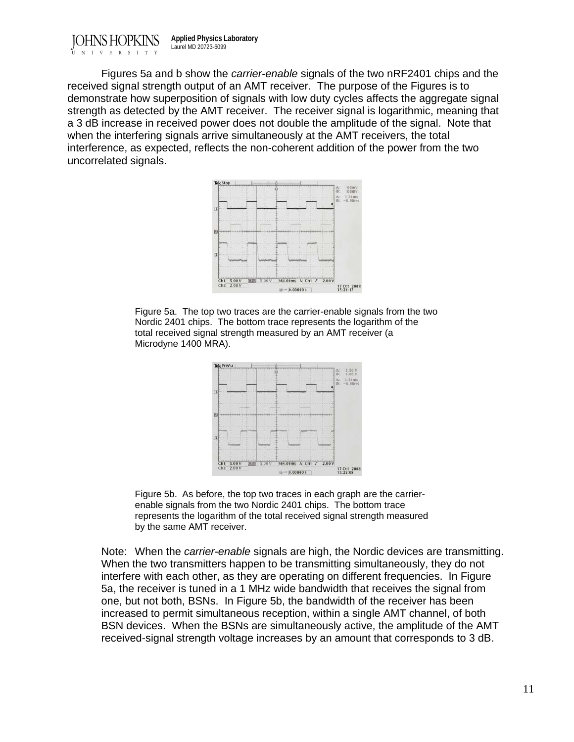Figures 5a and b show the *carrier-enable* signals of the two nRF2401 chips and the received signal strength output of an AMT receiver. The purpose of the Figures is to demonstrate how superposition of signals with low duty cycles affects the aggregate signal strength as detected by the AMT receiver. The receiver signal is logarithmic, meaning that a 3 dB increase in received power does not double the amplitude of the signal. Note that when the interfering signals arrive simultaneously at the AMT receivers, the total interference, as expected, reflects the non-coherent addition of the power from the two uncorrelated signals.

Figure 5a. The top two traces are the carrier-enable signals from the two Nordic 2401 chips. The bottom trace represents the logarithm of the total received signal strength measured by an AMT receiver (a Microdyne 1400 MRA).

Figure 5b. As before, the top two traces in each graph are the carrier-enable signals from the two Nordic 2401 chips. The bottom trace represents the logarithm of the total received signal strength measured by the same AMT receiver.

Note: When the *carrier-enable* signals are high, the Nordic devices are transmitting. When the two transmitters happen to be transmitting simultaneously, they do not interfere with each other, as they are operating on different frequencies. In Figure 5a, the receiver is tuned in a 1 MHz wide bandwidth that receives the signal from one, but not both, BSNs. In Figure 5b, the bandwidth of the receiver has been increased to permit simultaneous reception, within a single AMT channel, of both BSN devices. When the BSNs are simultaneously active, the amplitude of the AMT received-signal strength voltage increases by an amount that corresponds to 3 dB.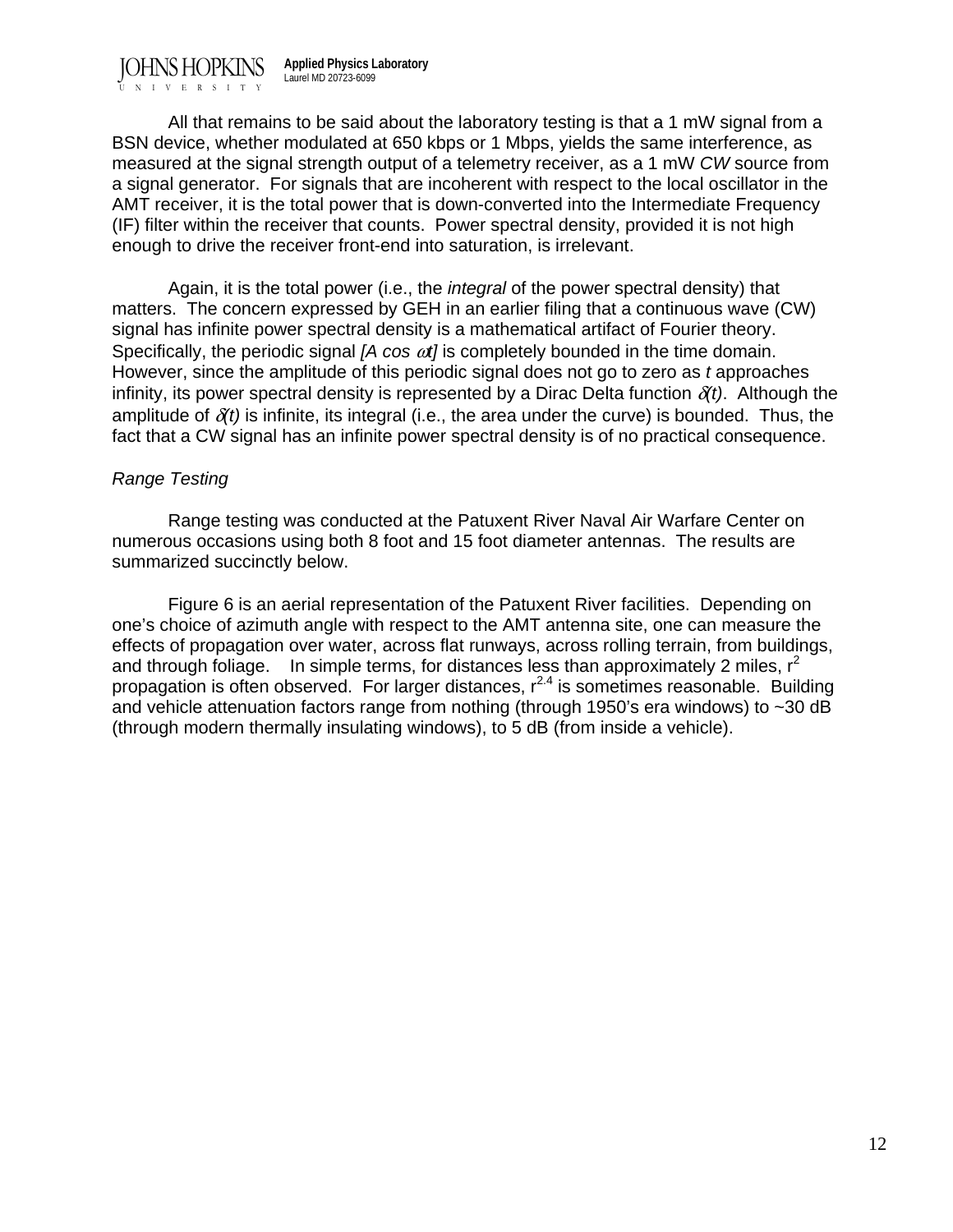All that remains to be said about the laboratory testing is that a 1 mW signal from a BSN device, whether modulated at 650 kbps or 1 Mbps, yields the same interference, as measured at the signal strength output of a telemetry receiver, as a 1 mW *CW* source from a signal generator. For signals that are incoherent with respect to the local oscillator in the AMT receiver, it is the total power that is down-converted into the Intermediate Frequency (IF) filter within the receiver that counts. Power spectral density, provided it is not high enough to drive the receiver front-end into saturation, is irrelevant.

Again, it is the total power (i.e., the *integral* of the power spectral density) that matters. The concern expressed by GEH in an earlier filing that a continuous wave (CW) signal has infinite power spectral density is a mathematical artifact of Fourier theory. Specifically, the periodic signal $[A \cos \omega t]$ is completely bounded in the time domain. However, since the amplitude of this periodic signal does not go to zero as $t$ approaches infinity, its power spectral density is represented by a Dirac Delta function $\delta(t)$. Although the amplitude of $\delta(t)$ is infinite, its integral (i.e., the area under the curve) is bounded. Thus, the fact that a CW signal has an infinite power spectral density is of no practical consequence.

*Range Testing*

Range testing was conducted at the Patuxent River Naval Air Warfare Center on numerous occasions using both 8 foot and 15 foot diameter antennas. The results are summarized succinctly below.

Figure 6 is an aerial representation of the Patuxent River facilities. Depending on one's choice of azimuth angle with respect to the AMT antenna site, one can measure the effects of propagation over water, across flat runways, across rolling terrain, from buildings, and through foliage. In simple terms, for distances less than approximately 2 miles, $r^2$ propagation is often observed. For larger distances, $r^{2.4}$ is sometimes reasonable. Building and vehicle attenuation factors range from nothing (through 1950's era windows) to ~30 dB (through modern thermally insulating windows), to 5 dB (from inside a vehicle).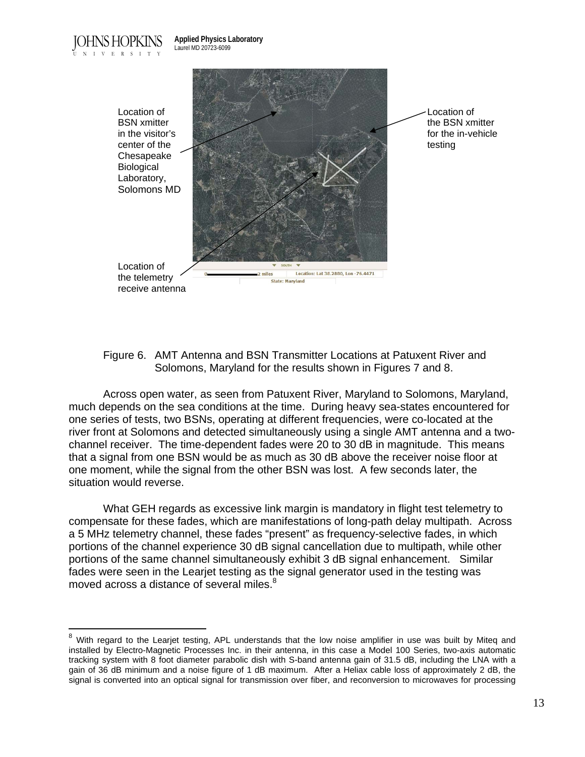Location of BSN xmitter in the visitor's center of the Chesapeake Biological Laboratory, Solomons MD

Location of the BSN xmitter for the in-vehicle testing

Location of the telemetry receive antenna

Figure 6. AMT Antenna and BSN Transmitter Locations at Patuxent River and Solomons, Maryland for the results shown in Figures 7 and 8.

Across open water, as seen from Patuxent River, Maryland to Solomons, Maryland, much depends on the sea conditions at the time. During heavy sea-states encountered for one series of tests, two BSNs, operating at different frequencies, were co-located at the river front at Solomons and detected simultaneously using a single AMT antenna and a two-channel receiver. The time-dependent fades were 20 to 30 dB in magnitude. This means that a signal from one BSN would be as much as 30 dB above the receiver noise floor at one moment, while the signal from the other BSN was lost. A few seconds later, the situation would reverse.

What GEH regards as excessive link margin is mandatory in flight test telemetry to compensate for these fades, which are manifestations of long-path delay multipath. Across a 5 MHz telemetry channel, these fades "present" as frequency-selective fades, in which portions of the channel experience 30 dB signal cancellation due to multipath, while other portions of the same channel simultaneously exhibit 3 dB signal enhancement. Similar fades were seen in the Learjet testing as the signal generator used in the testing was moved across a distance of several miles.[8]

---

[8] With regard to the Learjet testing, APL understands that the low noise amplifier in use was built by Miteq and installed by Electro-Magnetic Processes Inc. in their antenna, in this case a Model 100 Series, two-axis automatic tracking system with 8 foot diameter parabolic dish with S-band antenna gain of 31.5 dB, including the LNA with a gain of 36 dB minimum and a noise figure of 1 dB maximum. After a Heliax cable loss of approximately 2 dB, the signal is converted into an optical signal for transmission over fiber, and reconversion to microwaves for processing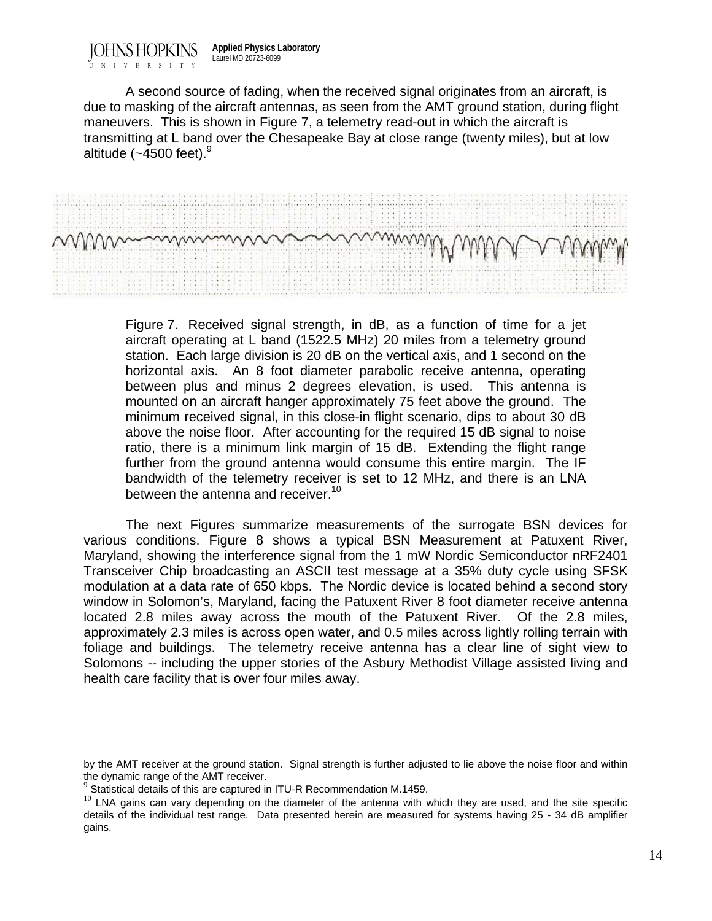A second source of fading, when the received signal originates from an aircraft, is due to masking of the aircraft antennas, as seen from the AMT ground station, during flight maneuvers. This is shown in Figure 7, a telemetry read-out in which the aircraft is transmitting at L band over the Chesapeake Bay at close range (twenty miles), but at low altitude (~4500 feet).[9]

Figure 7. Received signal strength, in dB, as a function of time for a jet aircraft operating at L band (1522.5 MHz) 20 miles from a telemetry ground station. Each large division is 20 dB on the vertical axis, and 1 second on the horizontal axis. An 8 foot diameter parabolic receive antenna, operating between plus and minus 2 degrees elevation, is used. This antenna is mounted on an aircraft hanger approximately 75 feet above the ground. The minimum received signal, in this close-in flight scenario, dips to about 30 dB above the noise floor. After accounting for the required 15 dB signal to noise ratio, there is a minimum link margin of 15 dB. Extending the flight range further from the ground antenna would consume this entire margin. The IF bandwidth of the telemetry receiver is set to 12 MHz, and there is an LNA between the antenna and receiver.[10]

The next Figures summarize measurements of the surrogate BSN devices for various conditions. Figure 8 shows a typical BSN Measurement at Patuxent River, Maryland, showing the interference signal from the 1 mW Nordic Semiconductor nRF2401 Transceiver Chip broadcasting an ASCII test message at a 35% duty cycle using SFSK modulation at a data rate of 650 kbps. The Nordic device is located behind a second story window in Solomon's, Maryland, facing the Patuxent River 8 foot diameter receive antenna located 2.8 miles away across the mouth of the Patuxent River. Of the 2.8 miles, approximately 2.3 miles is across open water, and 0.5 miles across lightly rolling terrain with foliage and buildings. The telemetry receive antenna has a clear line of sight view to Solomons -- including the upper stories of the Asbury Methodist Village assisted living and health care facility that is over four miles away.

---

by the AMT receiver at the ground station. Signal strength is further adjusted to lie above the noise floor and within the dynamic range of the AMT receiver.

[9] Statistical details of this are captured in ITU-R Recommendation M.1459.

[10] LNA gains can vary depending on the diameter of the antenna with which they are used, and the site specific details of the individual test range. Data presented herein are measured for systems having 25 - 34 dB amplifier gains.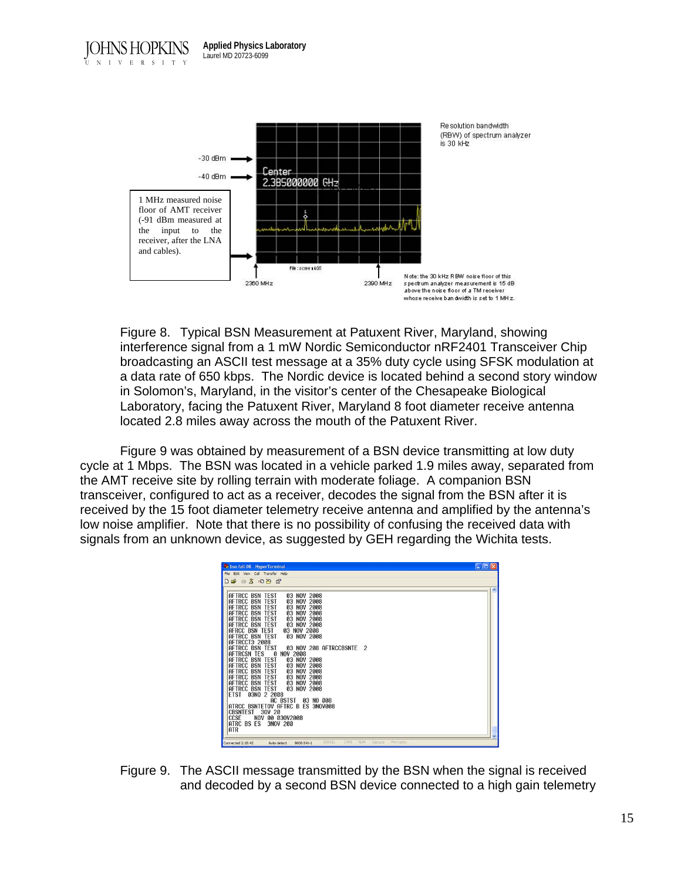Figure 8. Typical BSN Measurement at Patuxent River, Maryland, showing interference signal from a 1 mW Nordic Semiconductor nRF2401 Transceiver Chip broadcasting an ASCII test message at a 35% duty cycle using SFSK modulation at a data rate of 650 kbps. The Nordic device is located behind a second story window in Solomon's, Maryland, in the visitor's center of the Chesapeake Biological Laboratory, facing the Patuxent River, Maryland 8 foot diameter receive antenna located 2.8 miles away across the mouth of the Patuxent River.

Figure 9 was obtained by measurement of a BSN device transmitting at low duty cycle at 1 Mbps. The BSN was located in a vehicle parked 1.9 miles away, separated from the AMT receive site by rolling terrain with moderate foliage. A companion BSN transceiver, configured to act as a receiver, decodes the signal from the BSN after it is received by the 15 foot diameter telemetry receive antenna and amplified by the antenna's low noise amplifier. Note that there is no possibility of confusing the received data with signals from an unknown device, as suggested by GEH regarding the Wichita tests.

Figure 9. The ASCII message transmitted by the BSN when the signal is received and decoded by a second BSN device connected to a high gain telemetry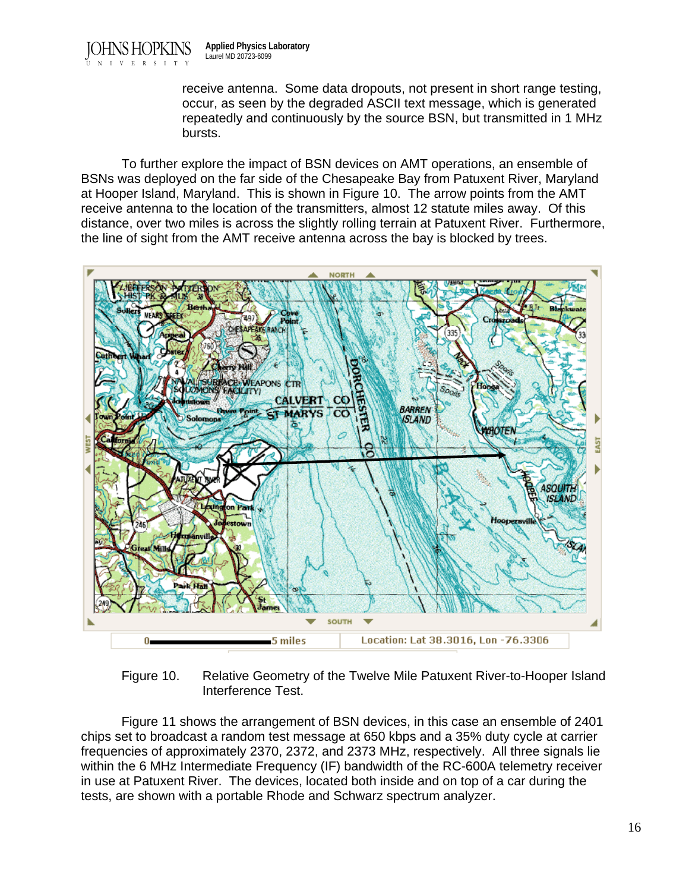receive antenna. Some data dropouts, not present in short range testing, occur, as seen by the degraded ASCII text message, which is generated repeatedly and continuously by the source BSN, but transmitted in 1 MHz bursts.

To further explore the impact of BSN devices on AMT operations, an ensemble of BSNs was deployed on the far side of the Chesapeake Bay from Patuxent River, Maryland at Hooper Island, Maryland. This is shown in Figure 10. The arrow points from the AMT receive antenna to the location of the transmitters, almost 12 statute miles away. Of this distance, over two miles is across the slightly rolling terrain at Patuxent River. Furthermore, the line of sight from the AMT receive antenna across the bay is blocked by trees.

Figure 10. Relative Geometry of the Twelve Mile Patuxent River-to-Hooper Island Interference Test.

Figure 11 shows the arrangement of BSN devices, in this case an ensemble of 2401 chips set to broadcast a random test message at 650 kbps and a 35% duty cycle at carrier frequencies of approximately 2370, 2372, and 2373 MHz, respectively. All three signals lie within the 6 MHz Intermediate Frequency (IF) bandwidth of the RC-600A telemetry receiver in use at Patuxent River. The devices, located both inside and on top of a car during the tests, are shown with a portable Rhode and Schwarz spectrum analyzer.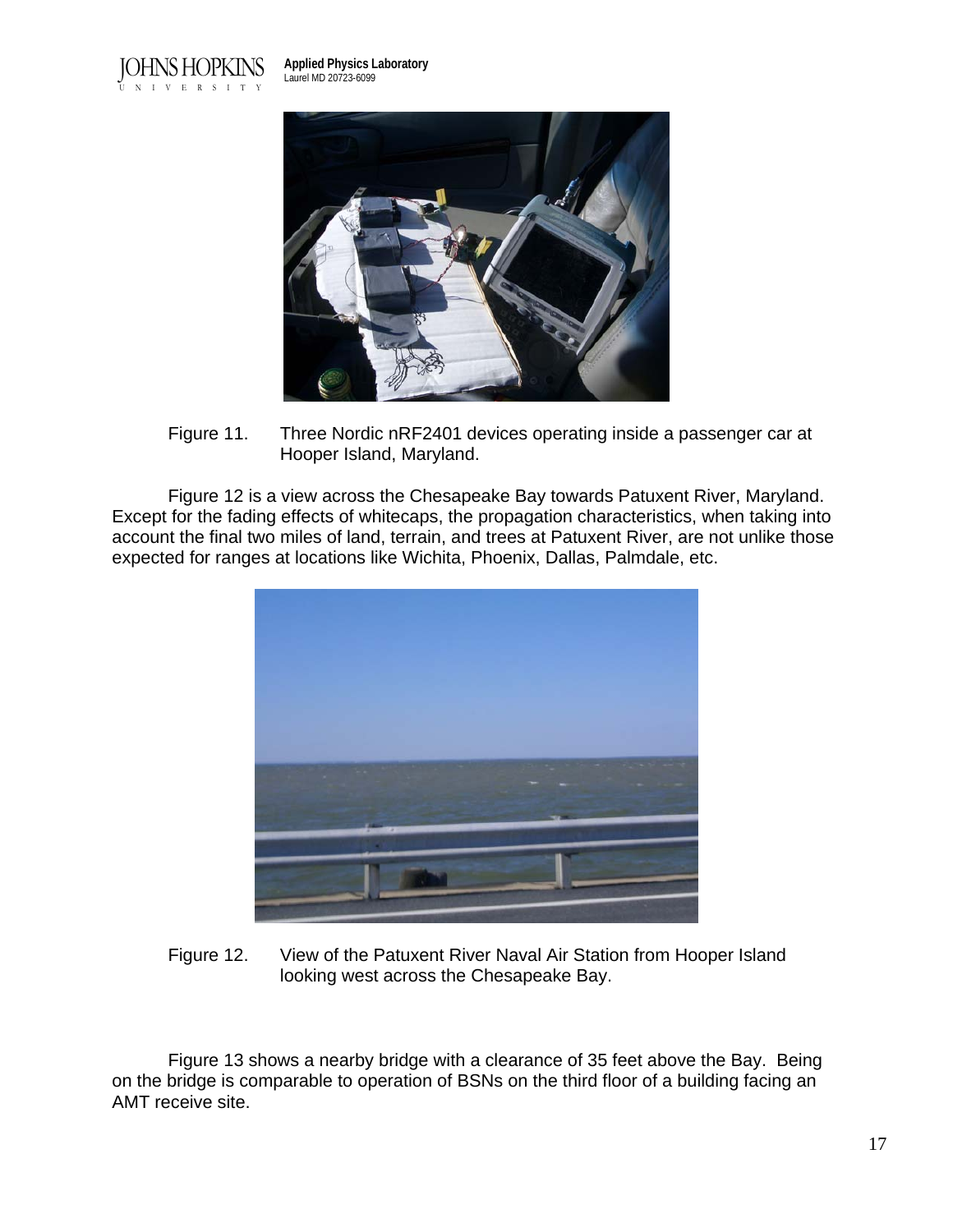Figure 11. Three Nordic nRF2401 devices operating inside a passenger car at Hooper Island, Maryland.

Figure 12 is a view across the Chesapeake Bay towards Patuxent River, Maryland. Except for the fading effects of whitecaps, the propagation characteristics, when taking into account the final two miles of land, terrain, and trees at Patuxent River, are not unlike those expected for ranges at locations like Wichita, Phoenix, Dallas, Palmdale, etc.

Figure 12. View of the Patuxent River Naval Air Station from Hooper Island looking west across the Chesapeake Bay.

Figure 13 shows a nearby bridge with a clearance of 35 feet above the Bay. Being on the bridge is comparable to operation of BSNs on the third floor of a building facing an AMT receive site.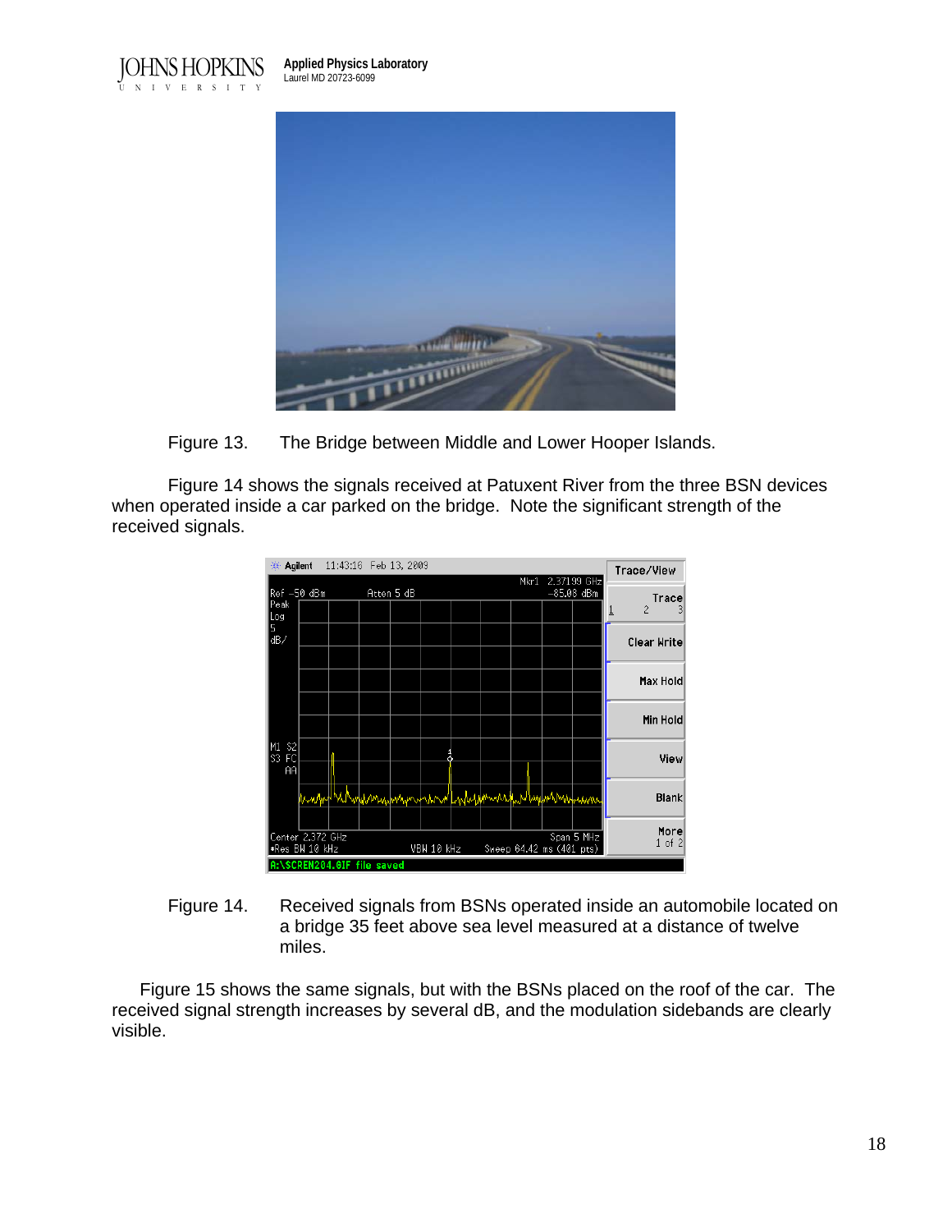Figure 13. The Bridge between Middle and Lower Hooper Islands.

Figure 14 shows the signals received at Patuxent River from the three BSN devices when operated inside a car parked on the bridge. Note the significant strength of the received signals.

Figure 14. Received signals from BSNs operated inside an automobile located on a bridge 35 feet above sea level measured at a distance of twelve miles.

Figure 15 shows the same signals, but with the BSNs placed on the roof of the car. The received signal strength increases by several dB, and the modulation sidebands are clearly visible.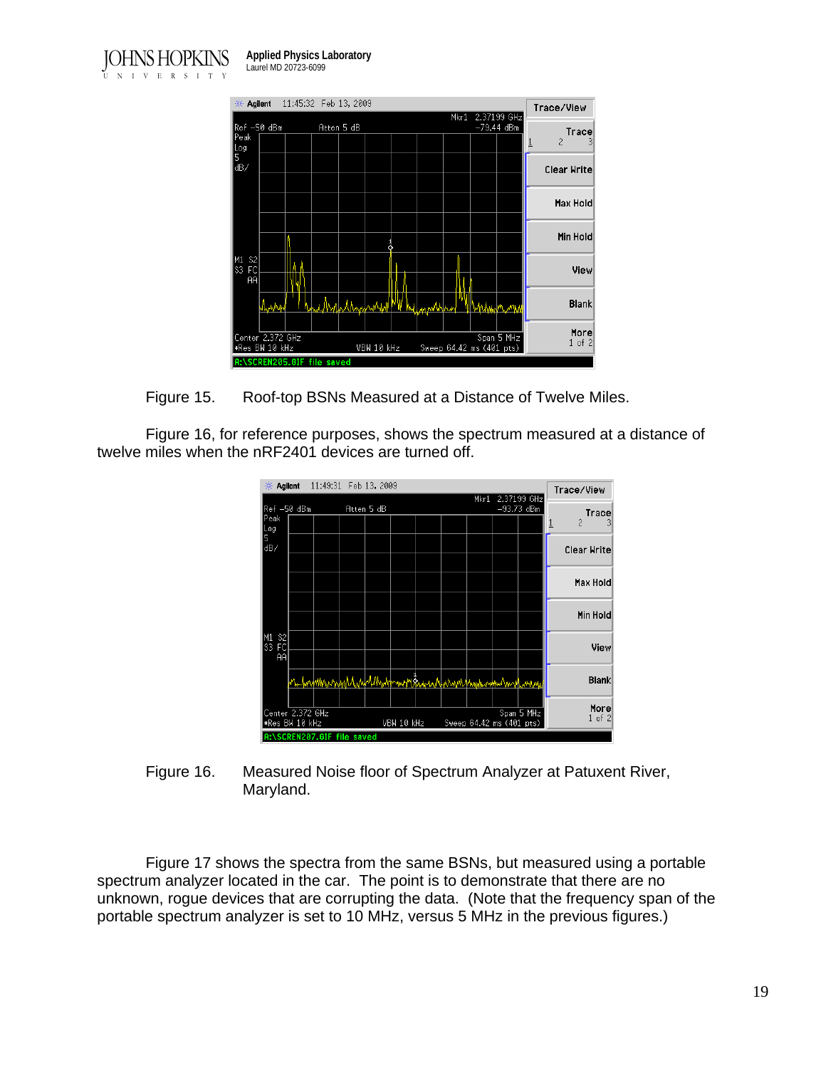Figure 15. Roof-top BSNs Measured at a Distance of Twelve Miles.

Figure 16, for reference purposes, shows the spectrum measured at a distance of twelve miles when the nRF2401 devices are turned off.

Figure 16. Measured Noise floor of Spectrum Analyzer at Patuxent River, Maryland.

Figure 17 shows the spectra from the same BSNs, but measured using a portable spectrum analyzer located in the car. The point is to demonstrate that there are no unknown, rogue devices that are corrupting the data. (Note that the frequency span of the portable spectrum analyzer is set to 10 MHz, versus 5 MHz in the previous figures.)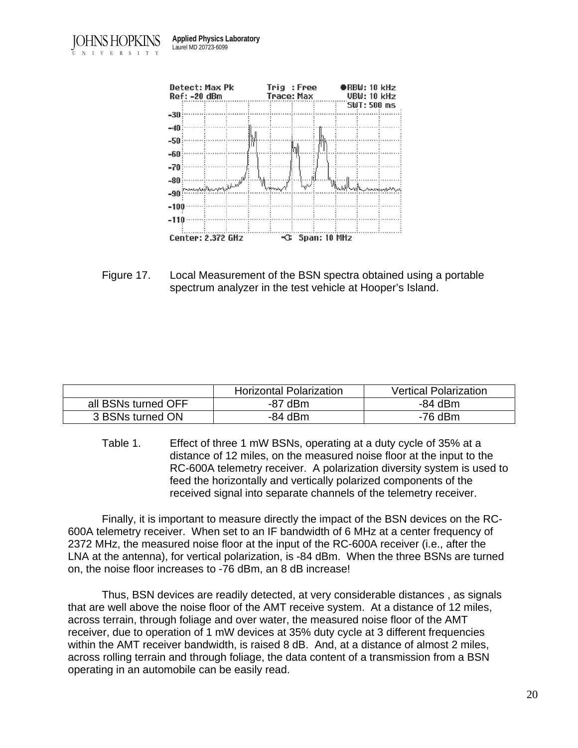Figure 17. Local Measurement of the BSN spectra obtained using a portable spectrum analyzer in the test vehicle at Hooper's Island.

| | Horizontal Polarization | Vertical Polarization |
|---|---|---|
| all BSNs turned OFF | -87 dBm | -84 dBm |
| 3 BSNs turned ON | -84 dBm | -76 dBm |

Table 1. Effect of three 1 mW BSNs, operating at a duty cycle of 35% at a distance of 12 miles, on the measured noise floor at the input to the RC-600A telemetry receiver. A polarization diversity system is used to feed the horizontally and vertically polarized components of the received signal into separate channels of the telemetry receiver.

Finally, it is important to measure directly the impact of the BSN devices on the RC-600A telemetry receiver. When set to an IF bandwidth of 6 MHz at a center frequency of 2372 MHz, the measured noise floor at the input of the RC-600A receiver (i.e., after the LNA at the antenna), for vertical polarization, is -84 dBm. When the three BSNs are turned on, the noise floor increases to -76 dBm, an 8 dB increase!

Thus, BSN devices are readily detected, at very considerable distances , as signals that are well above the noise floor of the AMT receive system. At a distance of 12 miles, across terrain, through foliage and over water, the measured noise floor of the AMT receiver, due to operation of 1 mW devices at 35% duty cycle at 3 different frequencies within the AMT receiver bandwidth, is raised 8 dB. And, at a distance of almost 2 miles, across rolling terrain and through foliage, the data content of a transmission from a BSN operating in an automobile can be easily read.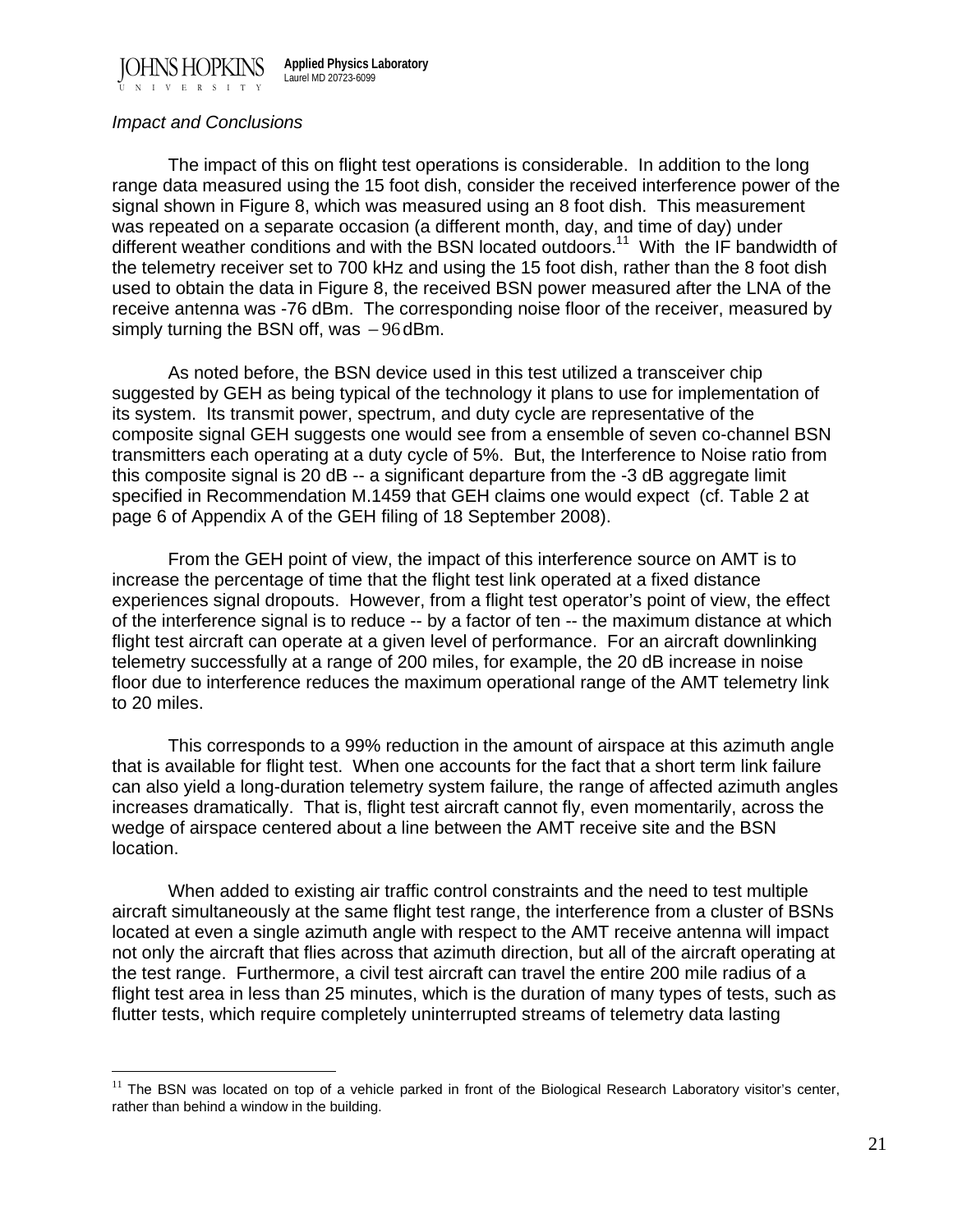*Impact and Conclusions*

The impact of this on flight test operations is considerable. In addition to the long range data measured using the 15 foot dish, consider the received interference power of the signal shown in Figure 8, which was measured using an 8 foot dish. This measurement was repeated on a separate occasion (a different month, day, and time of day) under different weather conditions and with the BSN located outdoors.[11] With the IF bandwidth of the telemetry receiver set to 700 kHz and using the 15 foot dish, rather than the 8 foot dish used to obtain the data in Figure 8, the received BSN power measured after the LNA of the receive antenna was -76 dBm. The corresponding noise floor of the receiver, measured by simply turning the BSN off, was $-96$ dBm.

As noted before, the BSN device used in this test utilized a transceiver chip suggested by GEH as being typical of the technology it plans to use for implementation of its system. Its transmit power, spectrum, and duty cycle are representative of the composite signal GEH suggests one would see from a ensemble of seven co-channel BSN transmitters each operating at a duty cycle of 5%. But, the Interference to Noise ratio from this composite signal is 20 dB -- a significant departure from the -3 dB aggregate limit specified in Recommendation M.1459 that GEH claims one would expect (cf. Table 2 at page 6 of Appendix A of the GEH filing of 18 September 2008).

From the GEH point of view, the impact of this interference source on AMT is to increase the percentage of time that the flight test link operated at a fixed distance experiences signal dropouts. However, from a flight test operator's point of view, the effect of the interference signal is to reduce -- by a factor of ten -- the maximum distance at which flight test aircraft can operate at a given level of performance. For an aircraft downlinking telemetry successfully at a range of 200 miles, for example, the 20 dB increase in noise floor due to interference reduces the maximum operational range of the AMT telemetry link to 20 miles.

This corresponds to a 99% reduction in the amount of airspace at this azimuth angle that is available for flight test. When one accounts for the fact that a short term link failure can also yield a long-duration telemetry system failure, the range of affected azimuth angles increases dramatically. That is, flight test aircraft cannot fly, even momentarily, across the wedge of airspace centered about a line between the AMT receive site and the BSN location.

When added to existing air traffic control constraints and the need to test multiple aircraft simultaneously at the same flight test range, the interference from a cluster of BSNs located at even a single azimuth angle with respect to the AMT receive antenna will impact not only the aircraft that flies across that azimuth direction, but all of the aircraft operating at the test range. Furthermore, a civil test aircraft can travel the entire 200 mile radius of a flight test area in less than 25 minutes, which is the duration of many types of tests, such as flutter tests, which require completely uninterrupted streams of telemetry data lasting

[11] The BSN was located on top of a vehicle parked in front of the Biological Research Laboratory visitor's center, rather than behind a window in the building.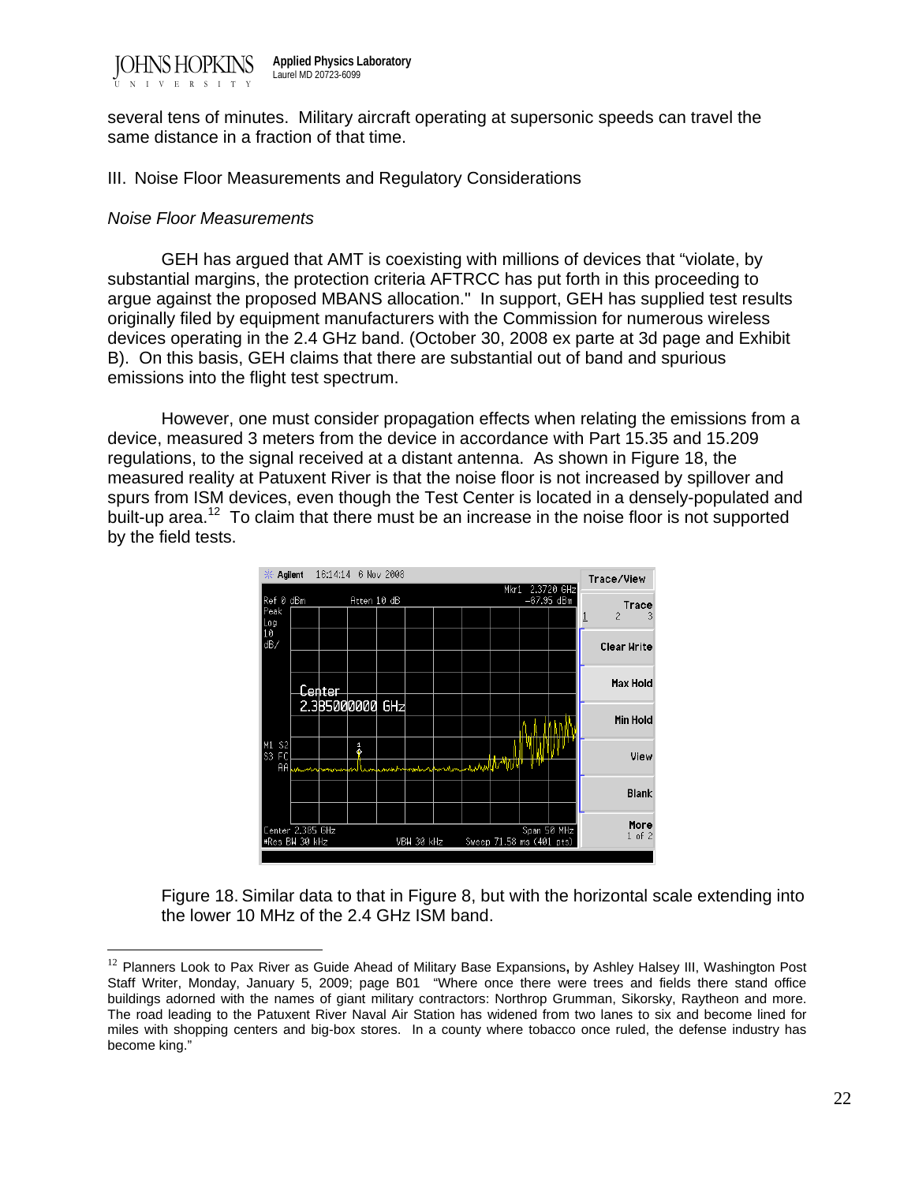several tens of minutes. Military aircraft operating at supersonic speeds can travel the same distance in a fraction of that time.

III. Noise Floor Measurements and Regulatory Considerations

*Noise Floor Measurements*

GEH has argued that AMT is coexisting with millions of devices that "violate, by substantial margins, the protection criteria AFTRCC has put forth in this proceeding to argue against the proposed MBANS allocation." In support, GEH has supplied test results originally filed by equipment manufacturers with the Commission for numerous wireless devices operating in the 2.4 GHz band. (October 30, 2008 ex parte at 3d page and Exhibit B). On this basis, GEH claims that there are substantial out of band and spurious emissions into the flight test spectrum.

However, one must consider propagation effects when relating the emissions from a device, measured 3 meters from the device in accordance with Part 15.35 and 15.209 regulations, to the signal received at a distant antenna. As shown in Figure 18, the measured reality at Patuxent River is that the noise floor is not increased by spillover and spurs from ISM devices, even though the Test Center is located in a densely-populated and built-up area.[12] To claim that there must be an increase in the noise floor is not supported by the field tests.

Figure 18. Similar data to that in Figure 8, but with the horizontal scale extending into the lower 10 MHz of the 2.4 GHz ISM band.

[12] Planners Look to Pax River as Guide Ahead of Military Base Expansions, by Ashley Halsey III, Washington Post Staff Writer, Monday, January 5, 2009; page B01 "Where once there were trees and fields there stand office buildings adorned with the names of giant military contractors: Northrop Grumman, Sikorsky, Raytheon and more. The road leading to the Patuxent River Naval Air Station has widened from two lanes to six and become lined for miles with shopping centers and big-box stores. In a county where tobacco once ruled, the defense industry has become king."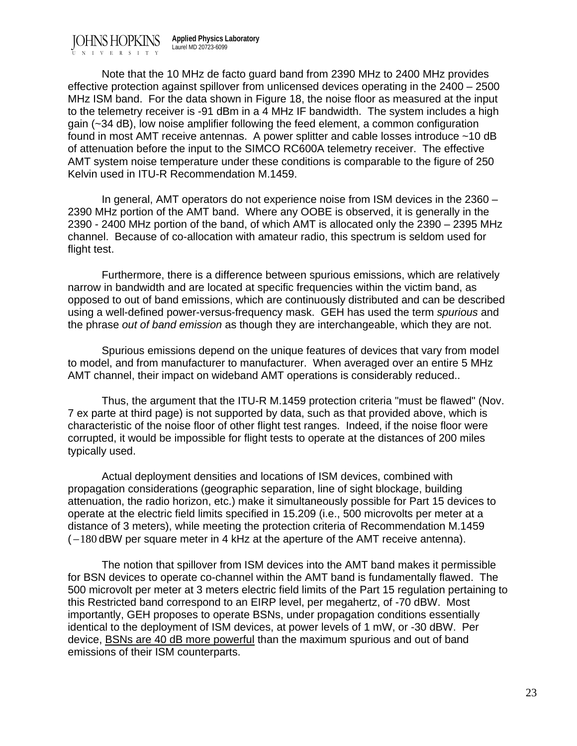Note that the 10 MHz de facto guard band from 2390 MHz to 2400 MHz provides effective protection against spillover from unlicensed devices operating in the 2400 – 2500 MHz ISM band. For the data shown in Figure 18, the noise floor as measured at the input to the telemetry receiver is -91 dBm in a 4 MHz IF bandwidth. The system includes a high gain (~34 dB), low noise amplifier following the feed element, a common configuration found in most AMT receive antennas. A power splitter and cable losses introduce ~10 dB of attenuation before the input to the SIMCO RC600A telemetry receiver. The effective AMT system noise temperature under these conditions is comparable to the figure of 250 Kelvin used in ITU-R Recommendation M.1459.

In general, AMT operators do not experience noise from ISM devices in the 2360 – 2390 MHz portion of the AMT band. Where any OOBE is observed, it is generally in the 2390 - 2400 MHz portion of the band, of which AMT is allocated only the 2390 – 2395 MHz channel. Because of co-allocation with amateur radio, this spectrum is seldom used for flight test.

Furthermore, there is a difference between spurious emissions, which are relatively narrow in bandwidth and are located at specific frequencies within the victim band, as opposed to out of band emissions, which are continuously distributed and can be described using a well-defined power-versus-frequency mask. GEH has used the term *spurious* and the phrase *out of band emission* as though they are interchangeable, which they are not.

Spurious emissions depend on the unique features of devices that vary from model to model, and from manufacturer to manufacturer. When averaged over an entire 5 MHz AMT channel, their impact on wideband AMT operations is considerably reduced..

Thus, the argument that the ITU-R M.1459 protection criteria "must be flawed" (Nov. 7 ex parte at third page) is not supported by data, such as that provided above, which is characteristic of the noise floor of other flight test ranges. Indeed, if the noise floor were corrupted, it would be impossible for flight tests to operate at the distances of 200 miles typically used.

Actual deployment densities and locations of ISM devices, combined with propagation considerations (geographic separation, line of sight blockage, building attenuation, the radio horizon, etc.) make it simultaneously possible for Part 15 devices to operate at the electric field limits specified in 15.209 (i.e., 500 microvolts per meter at a distance of 3 meters), while meeting the protection criteria of Recommendation M.1459 ($-180$ dBW per square meter in 4 kHz at the aperture of the AMT receive antenna).

The notion that spillover from ISM devices into the AMT band makes it permissible for BSN devices to operate co-channel within the AMT band is fundamentally flawed. The 500 microvolt per meter at 3 meters electric field limits of the Part 15 regulation pertaining to this Restricted band correspond to an EIRP level, per megahertz, of -70 dBW. Most importantly, GEH proposes to operate BSNs, under propagation conditions essentially identical to the deployment of ISM devices, at power levels of 1 mW, or -30 dBW. Per device, <u>BSNs are 40 dB more powerful</u> than the maximum spurious and out of band emissions of their ISM counterparts.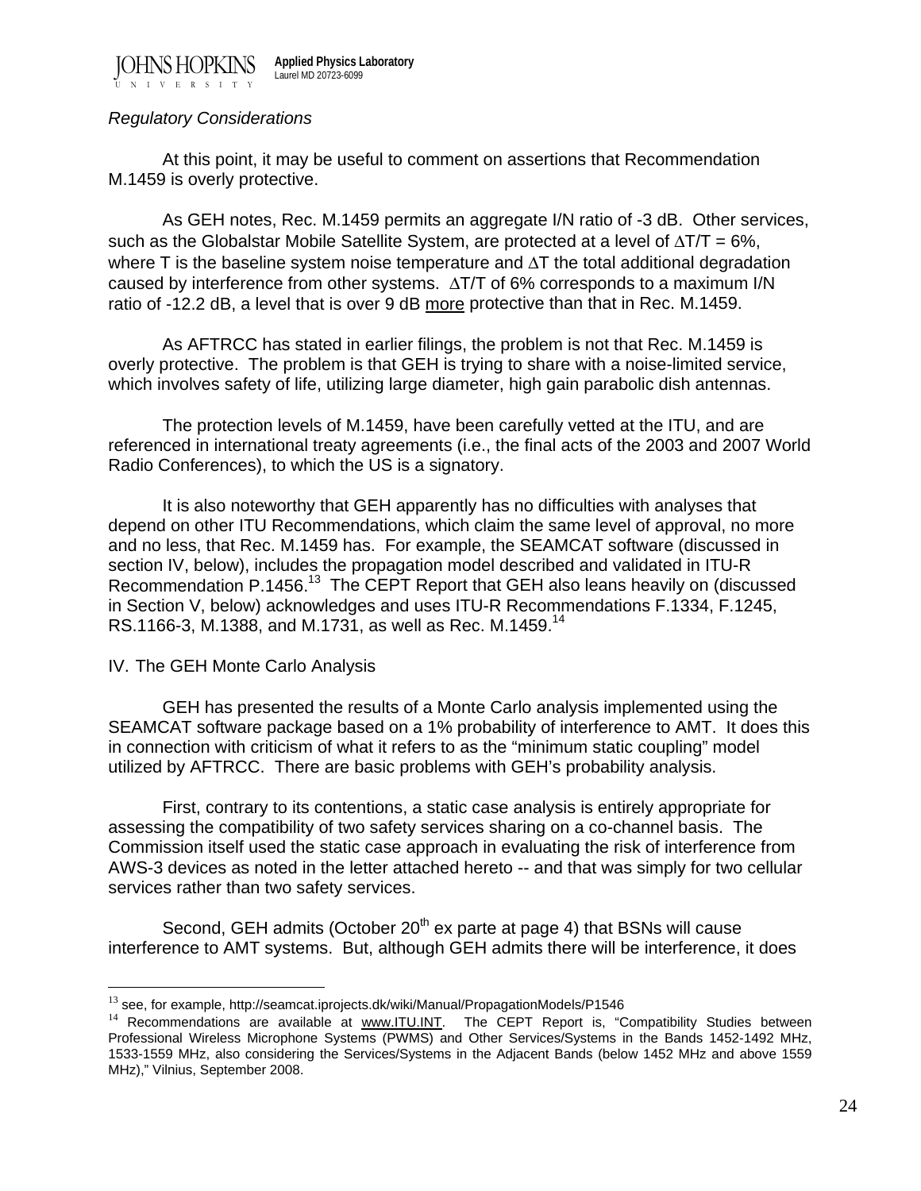*Regulatory Considerations*

At this point, it may be useful to comment on assertions that Recommendation M.1459 is overly protective.

As GEH notes, Rec. M.1459 permits an aggregate I/N ratio of -3 dB. Other services, such as the Globalstar Mobile Satellite System, are protected at a level of $\Delta T/T = 6\%$, where T is the baseline system noise temperature and $\Delta T$ the total additional degradation caused by interference from other systems. $\Delta T/T$ of 6% corresponds to a maximum I/N ratio of -12.2 dB, a level that is over 9 dB <u>more</u> protective than that in Rec. M.1459.

As AFTRCC has stated in earlier filings, the problem is not that Rec. M.1459 is overly protective. The problem is that GEH is trying to share with a noise-limited service, which involves safety of life, utilizing large diameter, high gain parabolic dish antennas.

The protection levels of M.1459, have been carefully vetted at the ITU, and are referenced in international treaty agreements (i.e., the final acts of the 2003 and 2007 World Radio Conferences), to which the US is a signatory.

It is also noteworthy that GEH apparently has no difficulties with analyses that depend on other ITU Recommendations, which claim the same level of approval, no more and no less, that Rec. M.1459 has. For example, the SEAMCAT software (discussed in section IV, below), includes the propagation model described and validated in ITU-R Recommendation P.1456.[13] The CEPT Report that GEH also leans heavily on (discussed in Section V, below) acknowledges and uses ITU-R Recommendations F.1334, F.1245, RS.1166-3, M.1388, and M.1731, as well as Rec. M.1459.[14]

IV. The GEH Monte Carlo Analysis

GEH has presented the results of a Monte Carlo analysis implemented using the SEAMCAT software package based on a 1% probability of interference to AMT. It does this in connection with criticism of what it refers to as the "minimum static coupling" model utilized by AFTRCC. There are basic problems with GEH's probability analysis.

First, contrary to its contentions, a static case analysis is entirely appropriate for assessing the compatibility of two safety services sharing on a co-channel basis. The Commission itself used the static case approach in evaluating the risk of interference from AWS-3 devices as noted in the letter attached hereto -- and that was simply for two cellular services rather than two safety services.

Second, GEH admits (October 20th ex parte at page 4) that BSNs will cause interference to AMT systems. But, although GEH admits there will be interference, it does

---

[13] see, for example, http://seamcat.iprojects.dk/wiki/Manual/PropagationModels/P1546

[14] Recommendations are available at <u>www.ITU.INT</u>. The CEPT Report is, "Compatibility Studies between Professional Wireless Microphone Systems (PWMS) and Other Services/Systems in the Bands 1452-1492 MHz, 1533-1559 MHz, also considering the Services/Systems in the Adjacent Bands (below 1452 MHz and above 1559 MHz)," Vilnius, September 2008.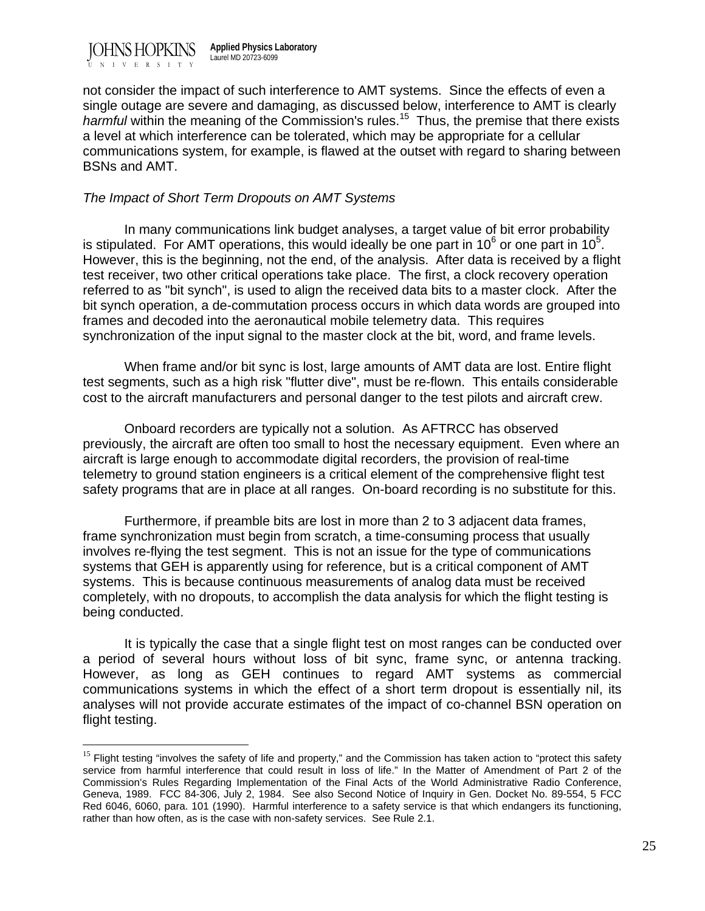not consider the impact of such interference to AMT systems. Since the effects of even a single outage are severe and damaging, as discussed below, interference to AMT is clearly *harmful* within the meaning of the Commission's rules.[15] Thus, the premise that there exists a level at which interference can be tolerated, which may be appropriate for a cellular communications system, for example, is flawed at the outset with regard to sharing between BSNs and AMT.

*The Impact of Short Term Dropouts on AMT Systems*

In many communications link budget analyses, a target value of bit error probability is stipulated. For AMT operations, this would ideally be one part in $10^6$ or one part in $10^5$. However, this is the beginning, not the end, of the analysis. After data is received by a flight test receiver, two other critical operations take place. The first, a clock recovery operation referred to as "bit synch", is used to align the received data bits to a master clock. After the bit synch operation, a de-commutation process occurs in which data words are grouped into frames and decoded into the aeronautical mobile telemetry data. This requires synchronization of the input signal to the master clock at the bit, word, and frame levels.

When frame and/or bit sync is lost, large amounts of AMT data are lost. Entire flight test segments, such as a high risk "flutter dive", must be re-flown. This entails considerable cost to the aircraft manufacturers and personal danger to the test pilots and aircraft crew.

Onboard recorders are typically not a solution. As AFTRCC has observed previously, the aircraft are often too small to host the necessary equipment. Even where an aircraft is large enough to accommodate digital recorders, the provision of real-time telemetry to ground station engineers is a critical element of the comprehensive flight test safety programs that are in place at all ranges. On-board recording is no substitute for this.

Furthermore, if preamble bits are lost in more than 2 to 3 adjacent data frames, frame synchronization must begin from scratch, a time-consuming process that usually involves re-flying the test segment. This is not an issue for the type of communications systems that GEH is apparently using for reference, but is a critical component of AMT systems. This is because continuous measurements of analog data must be received completely, with no dropouts, to accomplish the data analysis for which the flight testing is being conducted.

It is typically the case that a single flight test on most ranges can be conducted over a period of several hours without loss of bit sync, frame sync, or antenna tracking. However, as long as GEH continues to regard AMT systems as commercial communications systems in which the effect of a short term dropout is essentially nil, its analyses will not provide accurate estimates of the impact of co-channel BSN operation on flight testing.

---

[15] Flight testing "involves the safety of life and property," and the Commission has taken action to "protect this safety service from harmful interference that could result in loss of life." In the Matter of Amendment of Part 2 of the Commission's Rules Regarding Implementation of the Final Acts of the World Administrative Radio Conference, Geneva, 1989. FCC 84-306, July 2, 1984. See also Second Notice of Inquiry in Gen. Docket No. 89-554, 5 FCC Rcd 6046, 6060, para. 101 (1990). Harmful interference to a safety service is that which endangers its functioning, rather than how often, as is the case with non-safety services. See Rule 2.1.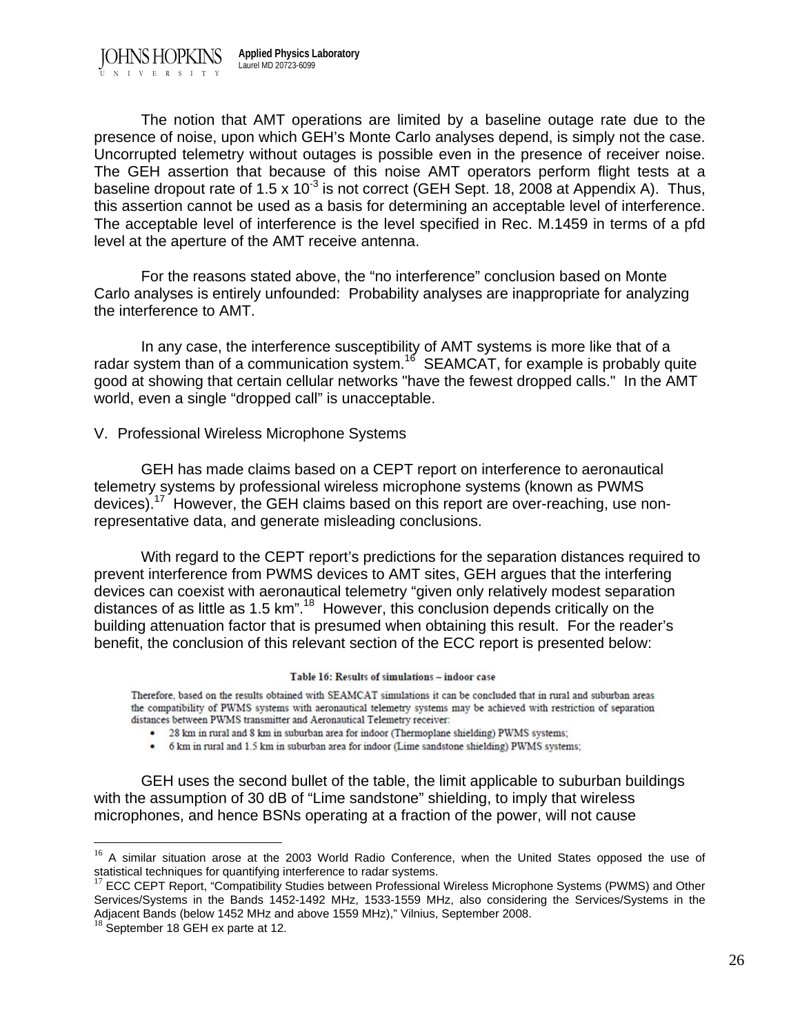The notion that AMT operations are limited by a baseline outage rate due to the presence of noise, upon which GEH's Monte Carlo analyses depend, is simply not the case. Uncorrupted telemetry without outages is possible even in the presence of receiver noise. The GEH assertion that because of this noise AMT operators perform flight tests at a baseline dropout rate of 1.5 x $10^{-3}$ is not correct (GEH Sept. 18, 2008 at Appendix A). Thus, this assertion cannot be used as a basis for determining an acceptable level of interference. The acceptable level of interference is the level specified in Rec. M.1459 in terms of a pfd level at the aperture of the AMT receive antenna.

For the reasons stated above, the "no interference" conclusion based on Monte Carlo analyses is entirely unfounded: Probability analyses are inappropriate for analyzing the interference to AMT.

In any case, the interference susceptibility of AMT systems is more like that of a radar system than of a communication system.[16] SEAMCAT, for example is probably quite good at showing that certain cellular networks "have the fewest dropped calls." In the AMT world, even a single "dropped call" is unacceptable.

V. Professional Wireless Microphone Systems

GEH has made claims based on a CEPT report on interference to aeronautical telemetry systems by professional wireless microphone systems (known as PWMS devices).[17] However, the GEH claims based on this report are over-reaching, use non-representative data, and generate misleading conclusions.

With regard to the CEPT report's predictions for the separation distances required to prevent interference from PWMS devices to AMT sites, GEH argues that the interfering devices can coexist with aeronautical telemetry "given only relatively modest separation distances of as little as 1.5 km".[18] However, this conclusion depends critically on the building attenuation factor that is presumed when obtaining this result. For the reader's benefit, the conclusion of this relevant section of the ECC report is presented below:

**Table 16: Results of simulations – indoor case**

Therefore, based on the results obtained with SEAMCAT simulations it can be concluded that in rural and suburban areas the compatibility of PWMS systems with aeronautical telemetry systems may be achieved with restriction of separation distances between PWMS transmitter and Aeronautical Telemetry receiver:

- 28 km in rural and 8 km in suburban area for indoor (Thermoplane shielding) PWMS systems;
- 6 km in rural and 1.5 km in suburban area for indoor (Lime sandstone shielding) PWMS systems;

GEH uses the second bullet of the table, the limit applicable to suburban buildings with the assumption of 30 dB of "Lime sandstone" shielding, to imply that wireless microphones, and hence BSNs operating at a fraction of the power, will not cause

---

[16] A similar situation arose at the 2003 World Radio Conference, when the United States opposed the use of statistical techniques for quantifying interference to radar systems.

[17] ECC CEPT Report, "Compatibility Studies between Professional Wireless Microphone Systems (PWMS) and Other Services/Systems in the Bands 1452-1492 MHz, 1533-1559 MHz, also considering the Services/Systems in the Adjacent Bands (below 1452 MHz and above 1559 MHz)," Vilnius, September 2008.

[18] September 18 GEH ex parte at 12.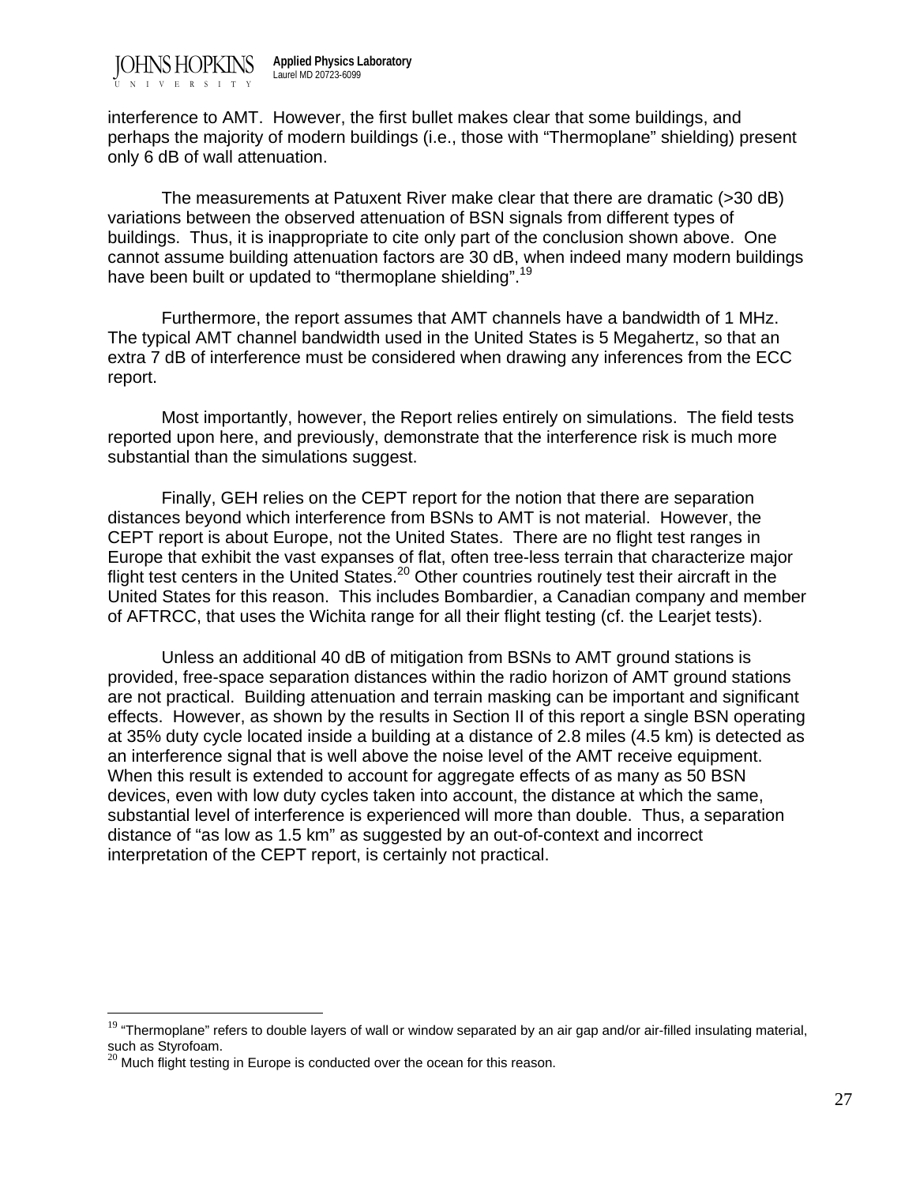interference to AMT. However, the first bullet makes clear that some buildings, and perhaps the majority of modern buildings (i.e., those with "Thermoplane" shielding) present only 6 dB of wall attenuation.

The measurements at Patuxent River make clear that there are dramatic (>30 dB) variations between the observed attenuation of BSN signals from different types of buildings. Thus, it is inappropriate to cite only part of the conclusion shown above. One cannot assume building attenuation factors are 30 dB, when indeed many modern buildings have been built or updated to "thermoplane shielding".[19]

Furthermore, the report assumes that AMT channels have a bandwidth of 1 MHz. The typical AMT channel bandwidth used in the United States is 5 Megahertz, so that an extra 7 dB of interference must be considered when drawing any inferences from the ECC report.

Most importantly, however, the Report relies entirely on simulations. The field tests reported upon here, and previously, demonstrate that the interference risk is much more substantial than the simulations suggest.

Finally, GEH relies on the CEPT report for the notion that there are separation distances beyond which interference from BSNs to AMT is not material. However, the CEPT report is about Europe, not the United States. There are no flight test ranges in Europe that exhibit the vast expanses of flat, often tree-less terrain that characterize major flight test centers in the United States.[20] Other countries routinely test their aircraft in the United States for this reason. This includes Bombardier, a Canadian company and member of AFTRCC, that uses the Wichita range for all their flight testing (cf. the Learjet tests).

Unless an additional 40 dB of mitigation from BSNs to AMT ground stations is provided, free-space separation distances within the radio horizon of AMT ground stations are not practical. Building attenuation and terrain masking can be important and significant effects. However, as shown by the results in Section II of this report a single BSN operating at 35% duty cycle located inside a building at a distance of 2.8 miles (4.5 km) is detected as an interference signal that is well above the noise level of the AMT receive equipment. When this result is extended to account for aggregate effects of as many as 50 BSN devices, even with low duty cycles taken into account, the distance at which the same, substantial level of interference is experienced will more than double. Thus, a separation distance of "as low as 1.5 km" as suggested by an out-of-context and incorrect interpretation of the CEPT report, is certainly not practical.

---

[19] "Thermoplane" refers to double layers of wall or window separated by an air gap and/or air-filled insulating material, such as Styrofoam.

[20] Much flight testing in Europe is conducted over the ocean for this reason.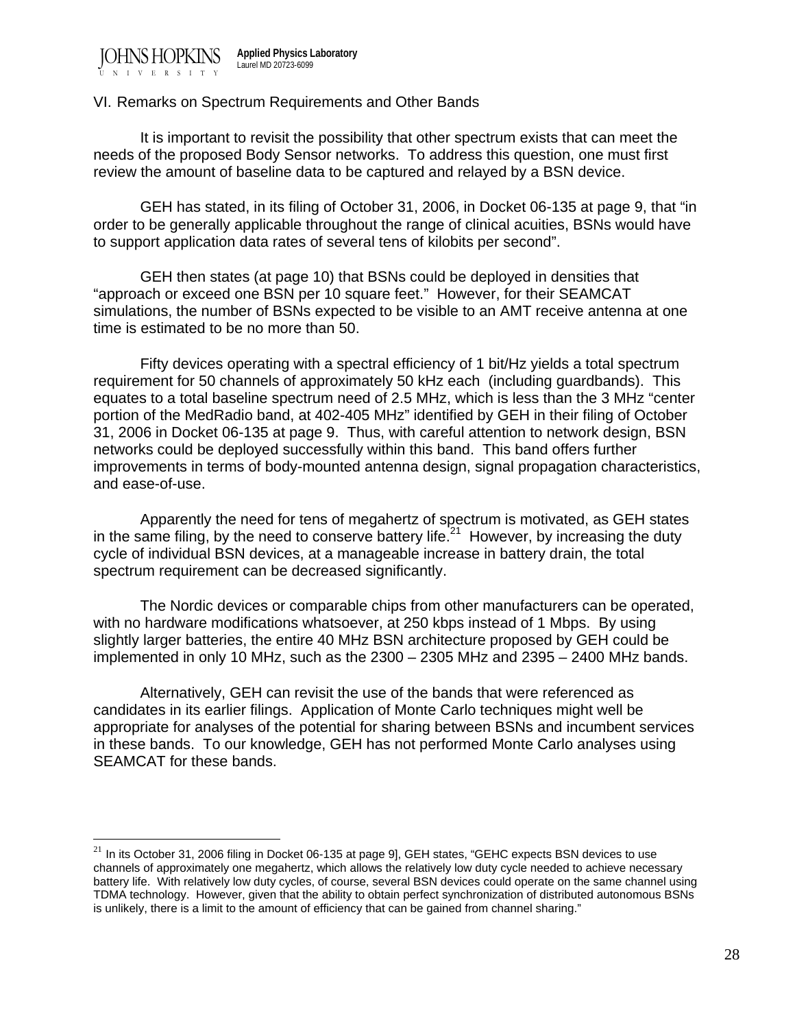## VI. Remarks on Spectrum Requirements and Other Bands

It is important to revisit the possibility that other spectrum exists that can meet the needs of the proposed Body Sensor networks. To address this question, one must first review the amount of baseline data to be captured and relayed by a BSN device.

GEH has stated, in its filing of October 31, 2006, in Docket 06-135 at page 9, that "in order to be generally applicable throughout the range of clinical acuities, BSNs would have to support application data rates of several tens of kilobits per second".

GEH then states (at page 10) that BSNs could be deployed in densities that "approach or exceed one BSN per 10 square feet." However, for their SEAMCAT simulations, the number of BSNs expected to be visible to an AMT receive antenna at one time is estimated to be no more than 50.

Fifty devices operating with a spectral efficiency of 1 bit/Hz yields a total spectrum requirement for 50 channels of approximately 50 kHz each (including guardbands). This equates to a total baseline spectrum need of 2.5 MHz, which is less than the 3 MHz "center portion of the MedRadio band, at 402-405 MHz" identified by GEH in their filing of October 31, 2006 in Docket 06-135 at page 9. Thus, with careful attention to network design, BSN networks could be deployed successfully within this band. This band offers further improvements in terms of body-mounted antenna design, signal propagation characteristics, and ease-of-use.

Apparently the need for tens of megahertz of spectrum is motivated, as GEH states in the same filing, by the need to conserve battery life.[21] However, by increasing the duty cycle of individual BSN devices, at a manageable increase in battery drain, the total spectrum requirement can be decreased significantly.

The Nordic devices or comparable chips from other manufacturers can be operated, with no hardware modifications whatsoever, at 250 kbps instead of 1 Mbps. By using slightly larger batteries, the entire 40 MHz BSN architecture proposed by GEH could be implemented in only 10 MHz, such as the 2300 – 2305 MHz and 2395 – 2400 MHz bands.

Alternatively, GEH can revisit the use of the bands that were referenced as candidates in its earlier filings. Application of Monte Carlo techniques might well be appropriate for analyses of the potential for sharing between BSNs and incumbent services in these bands. To our knowledge, GEH has not performed Monte Carlo analyses using SEAMCAT for these bands.

---

[21] In its October 31, 2006 filing in Docket 06-135 at page 9], GEH states, "GEHC expects BSN devices to use channels of approximately one megahertz, which allows the relatively low duty cycle needed to achieve necessary battery life. With relatively low duty cycles, of course, several BSN devices could operate on the same channel using TDMA technology. However, given that the ability to obtain perfect synchronization of distributed autonomous BSNs is unlikely, there is a limit to the amount of efficiency that can be gained from channel sharing."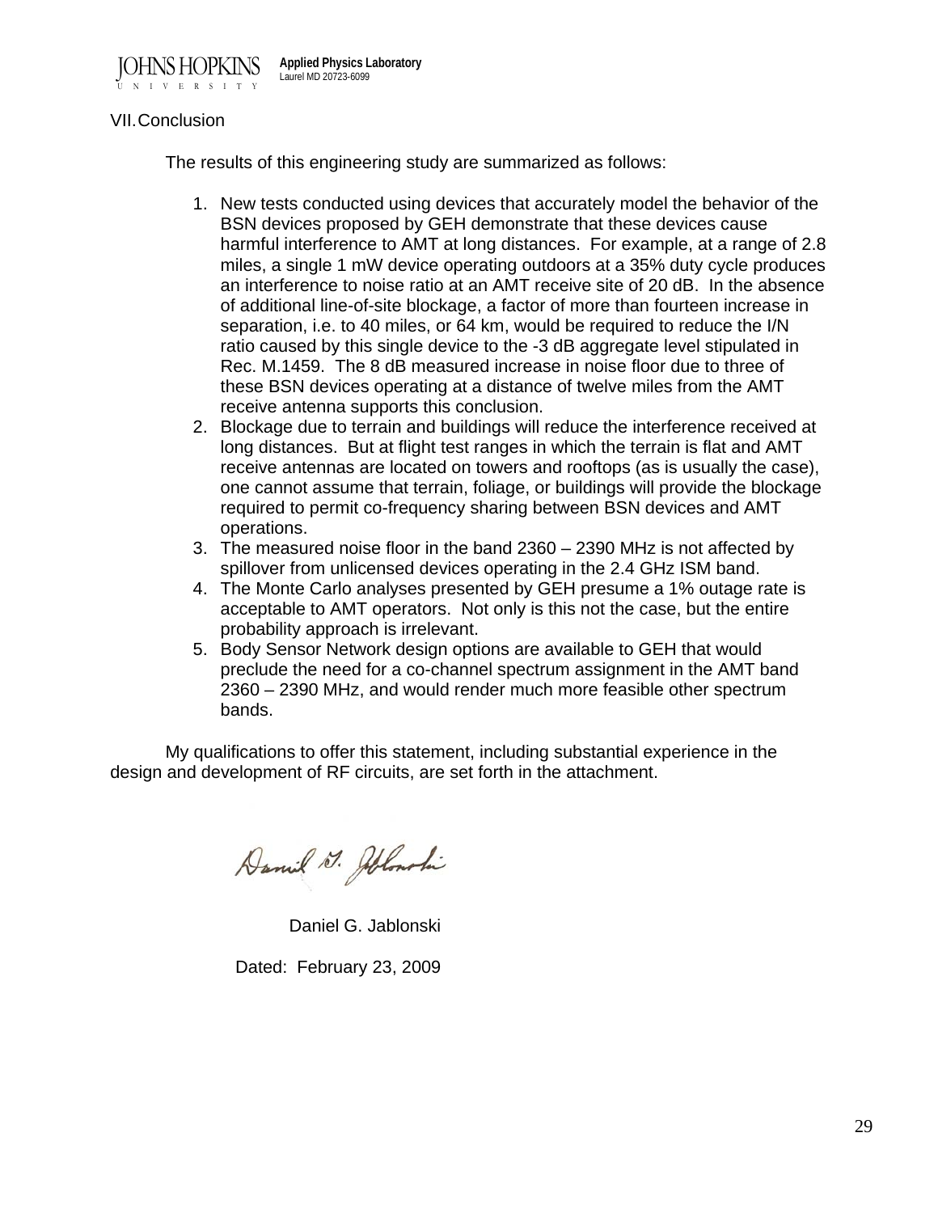## VII. Conclusion

The results of this engineering study are summarized as follows:

1. New tests conducted using devices that accurately model the behavior of the BSN devices proposed by GEH demonstrate that these devices cause harmful interference to AMT at long distances. For example, at a range of 2.8 miles, a single 1 mW device operating outdoors at a 35% duty cycle produces an interference to noise ratio at an AMT receive site of 20 dB. In the absence of additional line-of-site blockage, a factor of more than fourteen increase in separation, i.e. to 40 miles, or 64 km, would be required to reduce the I/N ratio caused by this single device to the -3 dB aggregate level stipulated in Rec. M.1459. The 8 dB measured increase in noise floor due to three of these BSN devices operating at a distance of twelve miles from the AMT receive antenna supports this conclusion.
2. Blockage due to terrain and buildings will reduce the interference received at long distances. But at flight test ranges in which the terrain is flat and AMT receive antennas are located on towers and rooftops (as is usually the case), one cannot assume that terrain, foliage, or buildings will provide the blockage required to permit co-frequency sharing between BSN devices and AMT operations.
3. The measured noise floor in the band 2360 – 2390 MHz is not affected by spillover from unlicensed devices operating in the 2.4 GHz ISM band.
4. The Monte Carlo analyses presented by GEH presume a 1% outage rate is acceptable to AMT operators. Not only is this not the case, but the entire probability approach is irrelevant.
5. Body Sensor Network design options are available to GEH that would preclude the need for a co-channel spectrum assignment in the AMT band 2360 – 2390 MHz, and would render much more feasible other spectrum bands.

My qualifications to offer this statement, including substantial experience in the design and development of RF circuits, are set forth in the attachment.

Daniel G. Jablonski

Dated: February 23, 2009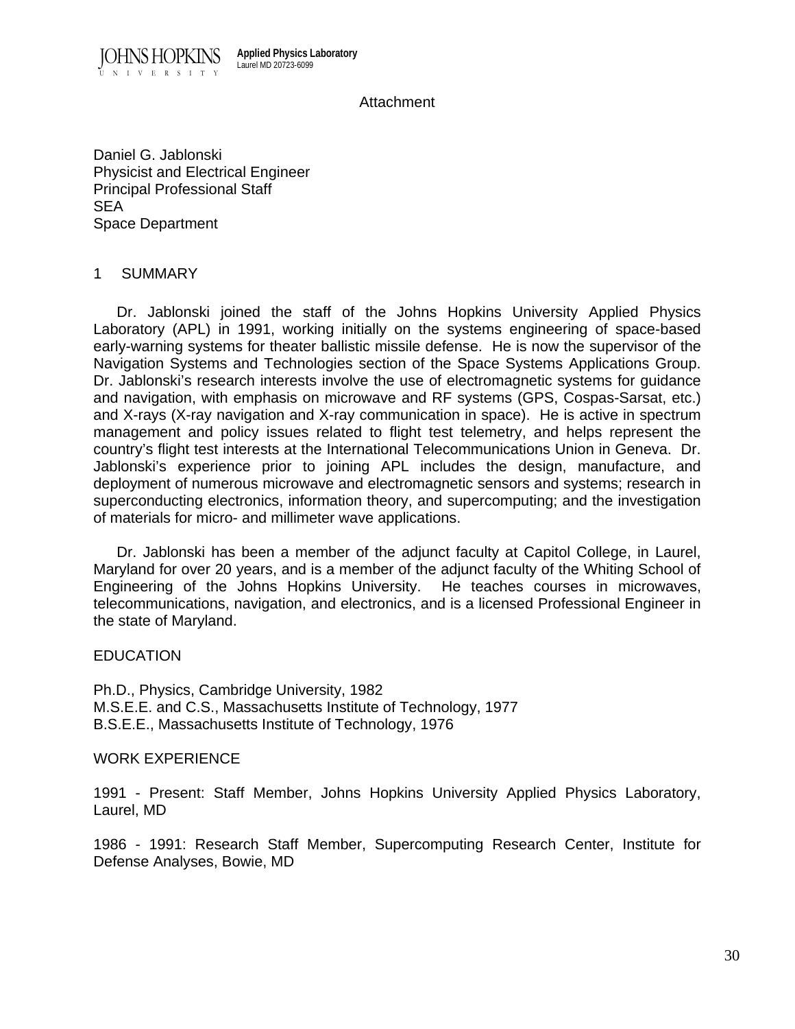JOHNS HOPKINS UNIVERSITY

**Applied Physics Laboratory**
Laurel MD 20723-6099

Attachment

Daniel G. Jablonski
Physicist and Electrical Engineer
Principal Professional Staff
SEA
Space Department

## 1 SUMMARY

Dr. Jablonski joined the staff of the Johns Hopkins University Applied Physics Laboratory (APL) in 1991, working initially on the systems engineering of space-based early-warning systems for theater ballistic missile defense. He is now the supervisor of the Navigation Systems and Technologies section of the Space Systems Applications Group. Dr. Jablonski's research interests involve the use of electromagnetic systems for guidance and navigation, with emphasis on microwave and RF systems (GPS, Cospas-Sarsat, etc.) and X-rays (X-ray navigation and X-ray communication in space). He is active in spectrum management and policy issues related to flight test telemetry, and helps represent the country's flight test interests at the International Telecommunications Union in Geneva. Dr. Jablonski's experience prior to joining APL includes the design, manufacture, and deployment of numerous microwave and electromagnetic sensors and systems; research in superconducting electronics, information theory, and supercomputing; and the investigation of materials for micro- and millimeter wave applications.

Dr. Jablonski has been a member of the adjunct faculty at Capitol College, in Laurel, Maryland for over 20 years, and is a member of the adjunct faculty of the Whiting School of Engineering of the Johns Hopkins University. He teaches courses in microwaves, telecommunications, navigation, and electronics, and is a licensed Professional Engineer in the state of Maryland.

## EDUCATION

Ph.D., Physics, Cambridge University, 1982
M.S.E.E. and C.S., Massachusetts Institute of Technology, 1977
B.S.E.E., Massachusetts Institute of Technology, 1976

## WORK EXPERIENCE

1991 - Present: Staff Member, Johns Hopkins University Applied Physics Laboratory, Laurel, MD

1986 - 1991: Research Staff Member, Supercomputing Research Center, Institute for Defense Analyses, Bowie, MD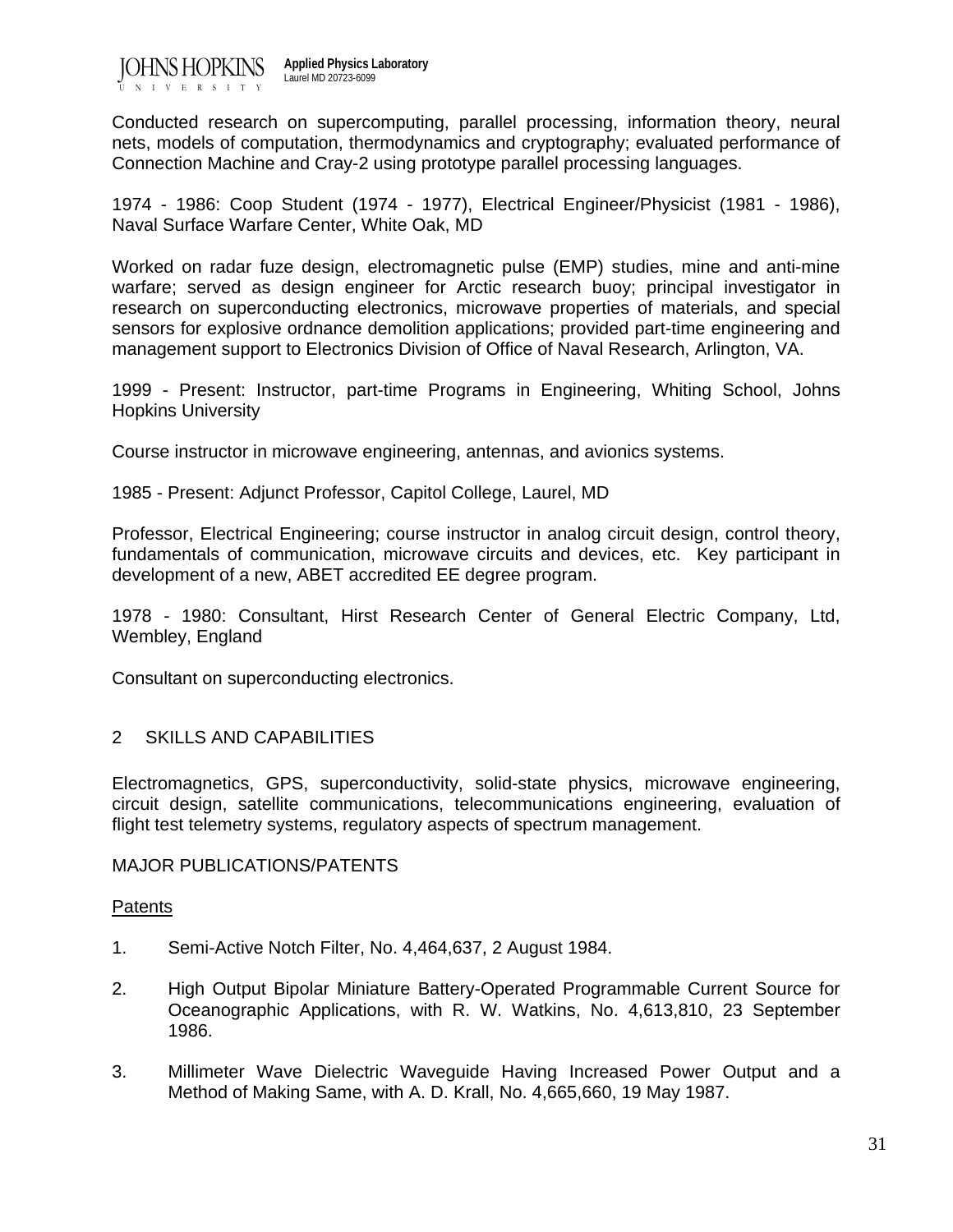Conducted research on supercomputing, parallel processing, information theory, neural nets, models of computation, thermodynamics and cryptography; evaluated performance of Connection Machine and Cray-2 using prototype parallel processing languages.

1974 - 1986: Coop Student (1974 - 1977), Electrical Engineer/Physicist (1981 - 1986), Naval Surface Warfare Center, White Oak, MD

Worked on radar fuze design, electromagnetic pulse (EMP) studies, mine and anti-mine warfare; served as design engineer for Arctic research buoy; principal investigator in research on superconducting electronics, microwave properties of materials, and special sensors for explosive ordnance demolition applications; provided part-time engineering and management support to Electronics Division of Office of Naval Research, Arlington, VA.

1999 - Present: Instructor, part-time Programs in Engineering, Whiting School, Johns Hopkins University

Course instructor in microwave engineering, antennas, and avionics systems.

1985 - Present: Adjunct Professor, Capitol College, Laurel, MD

Professor, Electrical Engineering; course instructor in analog circuit design, control theory, fundamentals of communication, microwave circuits and devices, etc. Key participant in development of a new, ABET accredited EE degree program.

1978 - 1980: Consultant, Hirst Research Center of General Electric Company, Ltd, Wembley, England

Consultant on superconducting electronics.

## 2 SKILLS AND CAPABILITIES

Electromagnetics, GPS, superconductivity, solid-state physics, microwave engineering, circuit design, satellite communications, telecommunications engineering, evaluation of flight test telemetry systems, regulatory aspects of spectrum management.

## MAJOR PUBLICATIONS/PATENTS

### Patents

1. Semi-Active Notch Filter, No. 4,464,637, 2 August 1984.

2. High Output Bipolar Miniature Battery-Operated Programmable Current Source for Oceanographic Applications, with R. W. Watkins, No. 4,613,810, 23 September 1986.

3. Millimeter Wave Dielectric Waveguide Having Increased Power Output and a Method of Making Same, with A. D. Krall, No. 4,665,660, 19 May 1987.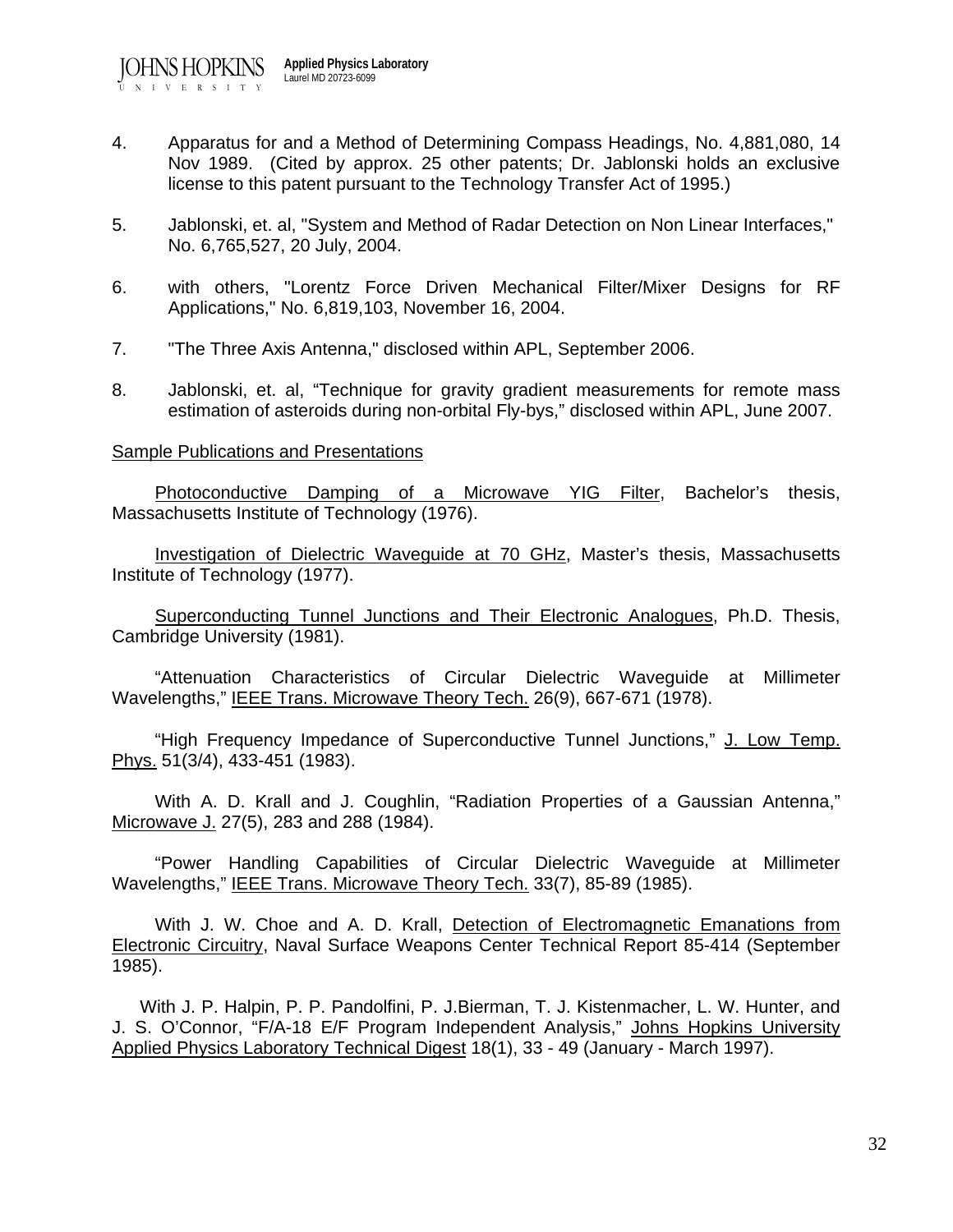4. Apparatus for and a Method of Determining Compass Headings, No. 4,881,080, 14 Nov 1989. (Cited by approx. 25 other patents; Dr. Jablonski holds an exclusive license to this patent pursuant to the Technology Transfer Act of 1995.)

5. Jablonski, et. al, "System and Method of Radar Detection on Non Linear Interfaces," No. 6,765,527, 20 July, 2004.

6. with others, "Lorentz Force Driven Mechanical Filter/Mixer Designs for RF Applications," No. 6,819,103, November 16, 2004.

7. "The Three Axis Antenna," disclosed within APL, September 2006.

8. Jablonski, et. al, "Technique for gravity gradient measurements for remote mass estimation of asteroids during non-orbital Fly-bys," disclosed within APL, June 2007.

Sample Publications and Presentations

Photoconductive Damping of a Microwave YIG Filter, Bachelor's thesis, Massachusetts Institute of Technology (1976).

Investigation of Dielectric Waveguide at 70 GHz, Master's thesis, Massachusetts Institute of Technology (1977).

Superconducting Tunnel Junctions and Their Electronic Analogues, Ph.D. Thesis, Cambridge University (1981).

"Attenuation Characteristics of Circular Dielectric Waveguide at Millimeter Wavelengths," IEEE Trans. Microwave Theory Tech. 26(9), 667-671 (1978).

"High Frequency Impedance of Superconductive Tunnel Junctions," J. Low Temp. Phys. 51(3/4), 433-451 (1983).

With A. D. Krall and J. Coughlin, "Radiation Properties of a Gaussian Antenna," Microwave J. 27(5), 283 and 288 (1984).

"Power Handling Capabilities of Circular Dielectric Waveguide at Millimeter Wavelengths," IEEE Trans. Microwave Theory Tech. 33(7), 85-89 (1985).

With J. W. Choe and A. D. Krall, Detection of Electromagnetic Emanations from Electronic Circuitry, Naval Surface Weapons Center Technical Report 85-414 (September 1985).

With J. P. Halpin, P. P. Pandolfini, P. J.Bierman, T. J. Kistenmacher, L. W. Hunter, and J. S. O'Connor, "F/A-18 E/F Program Independent Analysis," Johns Hopkins University Applied Physics Laboratory Technical Digest 18(1), 33 - 49 (January - March 1997).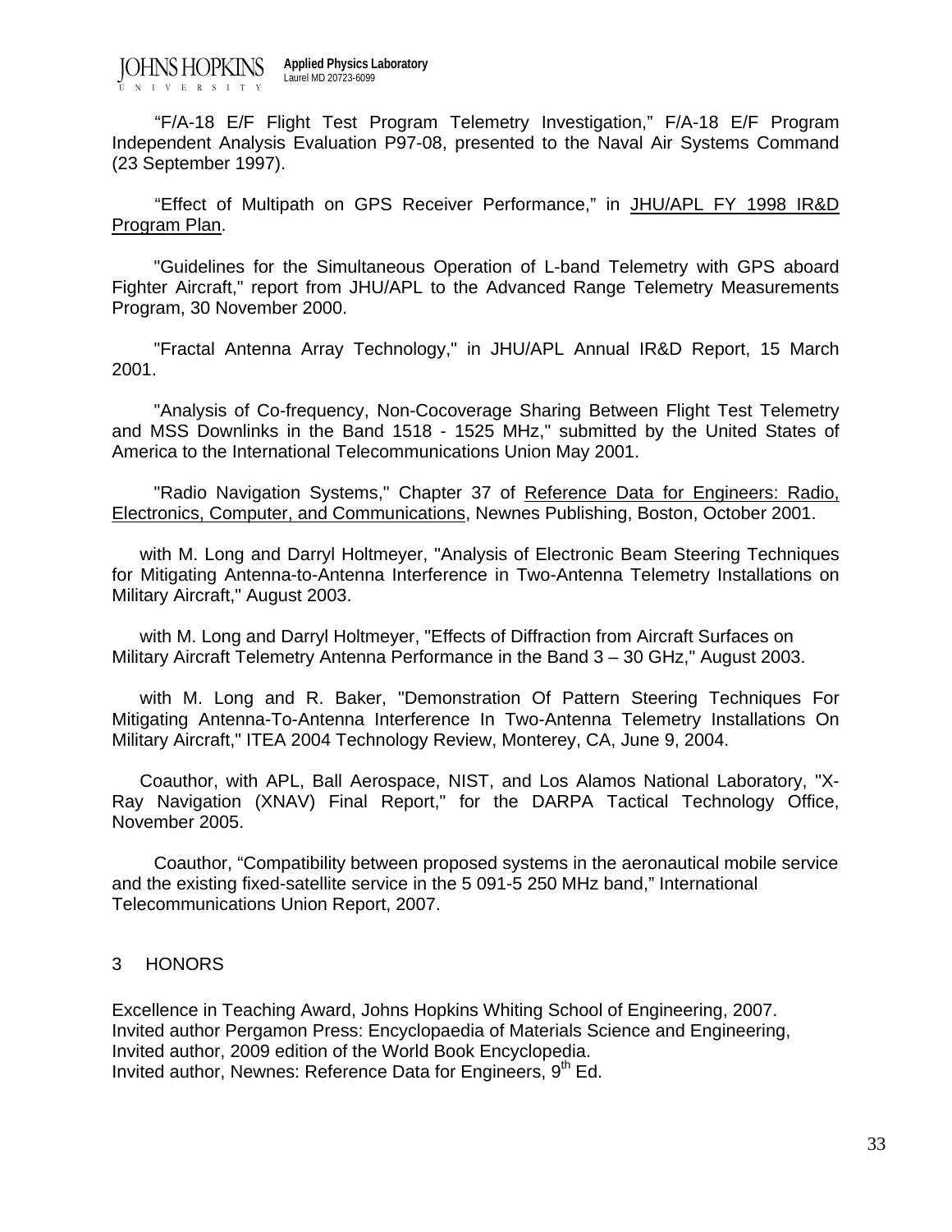"F/A-18 E/F Flight Test Program Telemetry Investigation," F/A-18 E/F Program Independent Analysis Evaluation P97-08, presented to the Naval Air Systems Command (23 September 1997).

"Effect of Multipath on GPS Receiver Performance," in JHU/APL FY 1998 IR&D Program Plan.

"Guidelines for the Simultaneous Operation of L-band Telemetry with GPS aboard Fighter Aircraft," report from JHU/APL to the Advanced Range Telemetry Measurements Program, 30 November 2000.

"Fractal Antenna Array Technology," in JHU/APL Annual IR&D Report, 15 March 2001.

"Analysis of Co-frequency, Non-Cocoverage Sharing Between Flight Test Telemetry and MSS Downlinks in the Band 1518 - 1525 MHz," submitted by the United States of America to the International Telecommunications Union May 2001.

"Radio Navigation Systems," Chapter 37 of Reference Data for Engineers: Radio, Electronics, Computer, and Communications, Newnes Publishing, Boston, October 2001.

with M. Long and Darryl Holtmeyer, "Analysis of Electronic Beam Steering Techniques for Mitigating Antenna-to-Antenna Interference in Two-Antenna Telemetry Installations on Military Aircraft," August 2003.

with M. Long and Darryl Holtmeyer, "Effects of Diffraction from Aircraft Surfaces on Military Aircraft Telemetry Antenna Performance in the Band 3 – 30 GHz," August 2003.

with M. Long and R. Baker, "Demonstration Of Pattern Steering Techniques For Mitigating Antenna-To-Antenna Interference In Two-Antenna Telemetry Installations On Military Aircraft," ITEA 2004 Technology Review, Monterey, CA, June 9, 2004.

Coauthor, with APL, Ball Aerospace, NIST, and Los Alamos National Laboratory, "X-Ray Navigation (XNAV) Final Report," for the DARPA Tactical Technology Office, November 2005.

Coauthor, "Compatibility between proposed systems in the aeronautical mobile service and the existing fixed-satellite service in the 5 091-5 250 MHz band," International Telecommunications Union Report, 2007.

## 3 HONORS

Excellence in Teaching Award, Johns Hopkins Whiting School of Engineering, 2007.
Invited author Pergamon Press: Encyclopaedia of Materials Science and Engineering,
Invited author, 2009 edition of the World Book Encyclopedia.
Invited author, Newnes: Reference Data for Engineers, 9th Ed.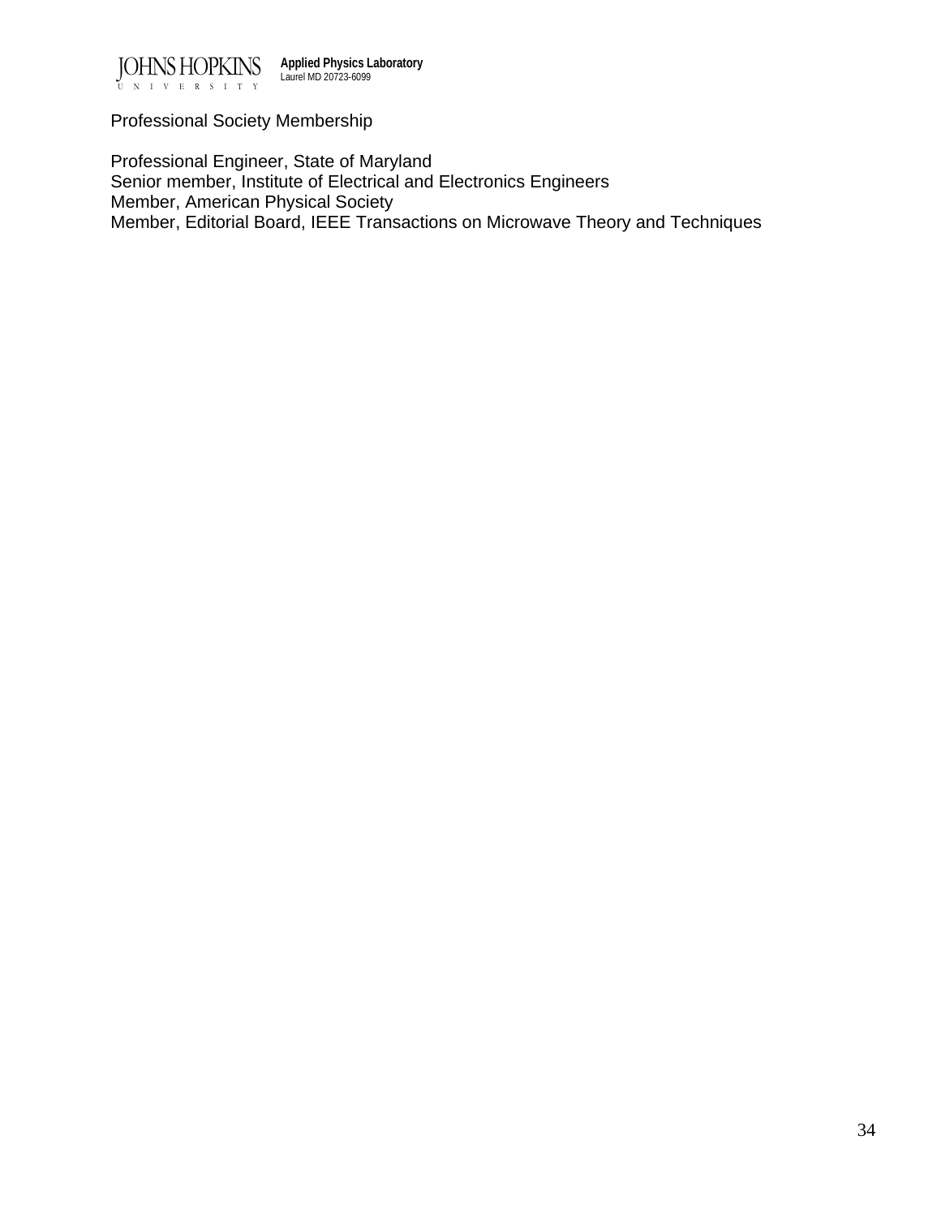Professional Society Membership

Professional Engineer, State of Maryland
Senior member, Institute of Electrical and Electronics Engineers
Member, American Physical Society
Member, Editorial Board, IEEE Transactions on Microwave Theory and Techniques